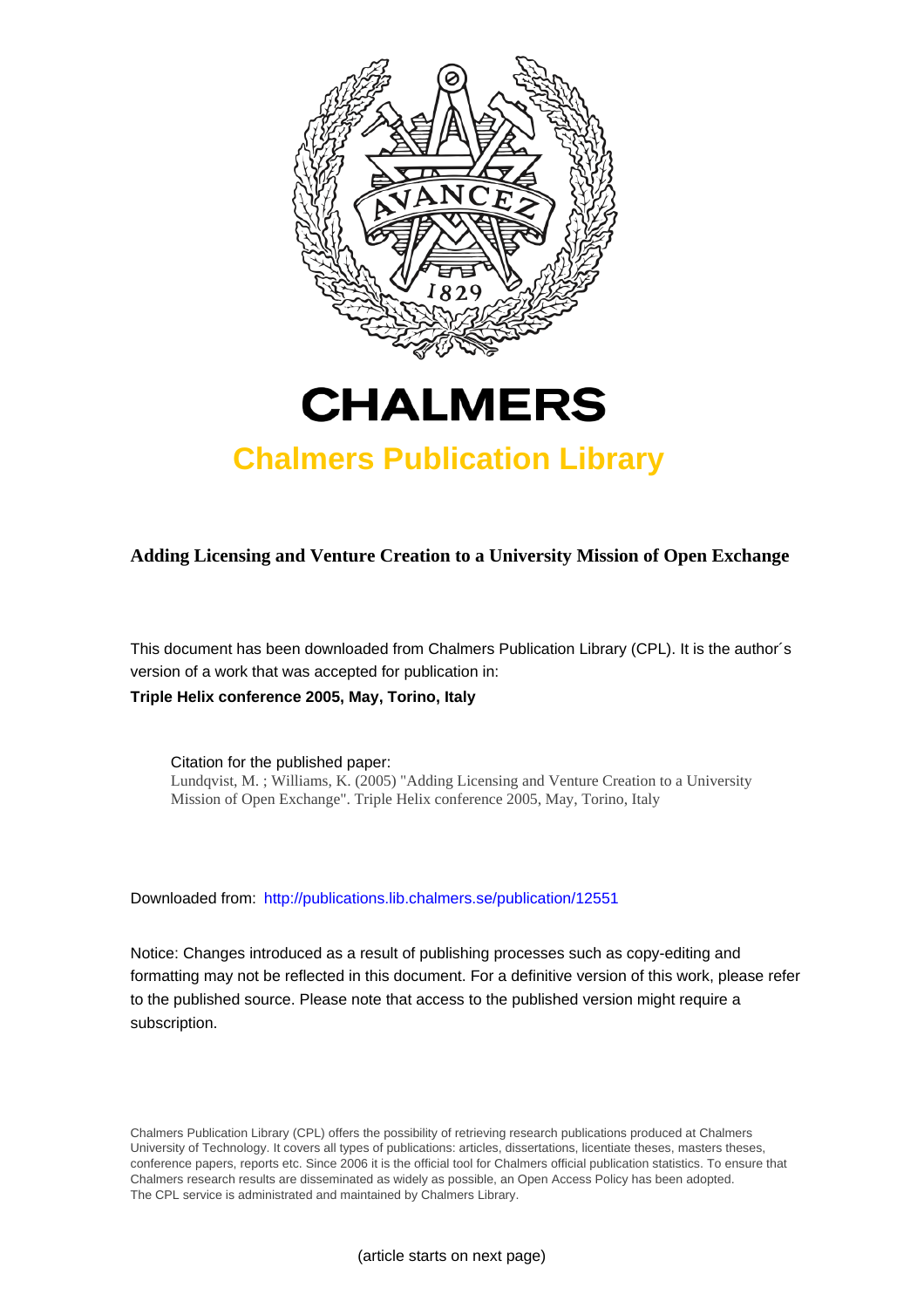# CHALMERS

## Chalmers Publication Library

**Adding Licensing and Venture Creation to a University Mission of Open Exchange**

This document has been downloaded from Chalmers Publication Library (CPL). It is the author´s version of a work that was accepted for publication in:

**Triple Helix conference 2005, May, Torino, Italy**

Citation for the published paper:
Lundqvist, M. ; Williams, K. (2005) "Adding Licensing and Venture Creation to a University Mission of Open Exchange". Triple Helix conference 2005, May, Torino, Italy

Downloaded from: http://publications.lib.chalmers.se/publication/12551

Notice: Changes introduced as a result of publishing processes such as copy-editing and formatting may not be reflected in this document. For a definitive version of this work, please refer to the published source. Please note that access to the published version might require a subscription.

Chalmers Publication Library (CPL) offers the possibility of retrieving research publications produced at Chalmers University of Technology. It covers all types of publications: articles, dissertations, licentiate theses, masters theses, conference papers, reports etc. Since 2006 it is the official tool for Chalmers official publication statistics. To ensure that Chalmers research results are disseminated as widely as possible, an Open Access Policy has been adopted. The CPL service is administrated and maintained by Chalmers Library.

(article starts on next page)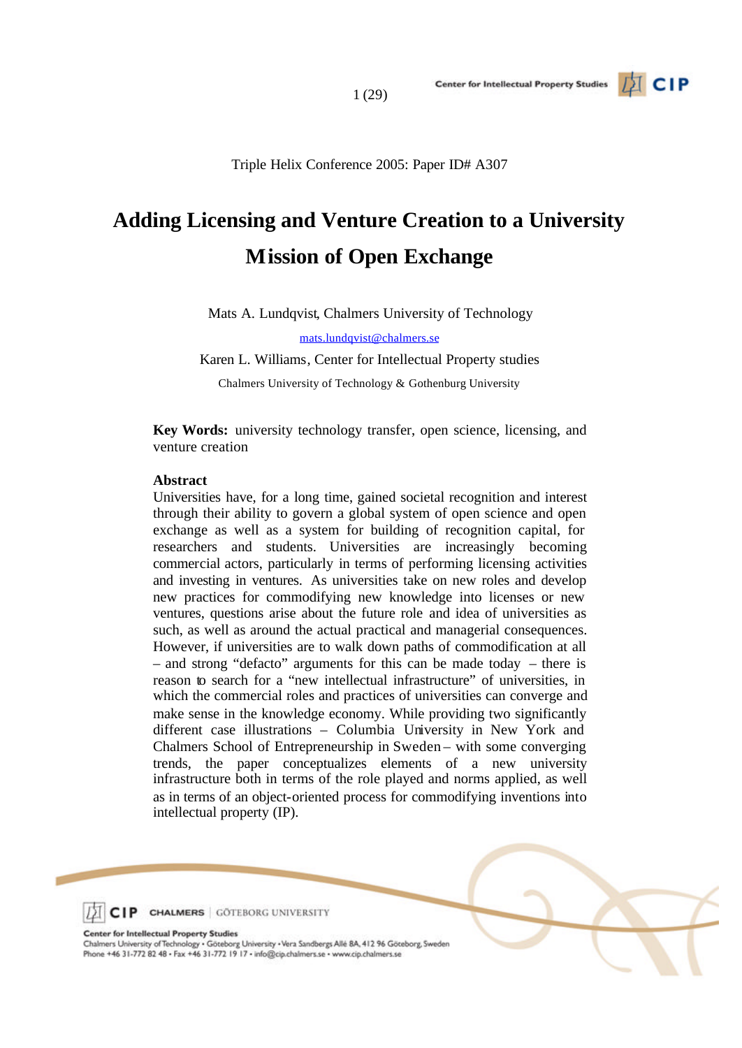Triple Helix Conference 2005: Paper ID# A307

# Adding Licensing and Venture Creation to a University Mission of Open Exchange

Mats A. Lundqvist, Chalmers University of Technology

mats.lundqvist@chalmers.se

Karen L. Williams, Center for Intellectual Property studies

Chalmers University of Technology & Gothenburg University

**Key Words:** university technology transfer, open science, licensing, and venture creation

**Abstract**

Universities have, for a long time, gained societal recognition and interest through their ability to govern a global system of open science and open exchange as well as a system for building of recognition capital, for researchers and students. Universities are increasingly becoming commercial actors, particularly in terms of performing licensing activities and investing in ventures. As universities take on new roles and develop new practices for commodifying new knowledge into licenses or new ventures, questions arise about the future role and idea of universities as such, as well as around the actual practical and managerial consequences. However, if universities are to walk down paths of commodification at all – and strong "defacto" arguments for this can be made today – there is reason to search for a "new intellectual infrastructure" of universities, in which the commercial roles and practices of universities can converge and make sense in the knowledge economy. While providing two significantly different case illustrations – Columbia University in New York and Chalmers School of Entrepreneurship in Sweden – with some converging trends, the paper conceptualizes elements of a new university infrastructure both in terms of the role played and norms applied, as well as in terms of an object-oriented process for commodifying inventions into intellectual property (IP).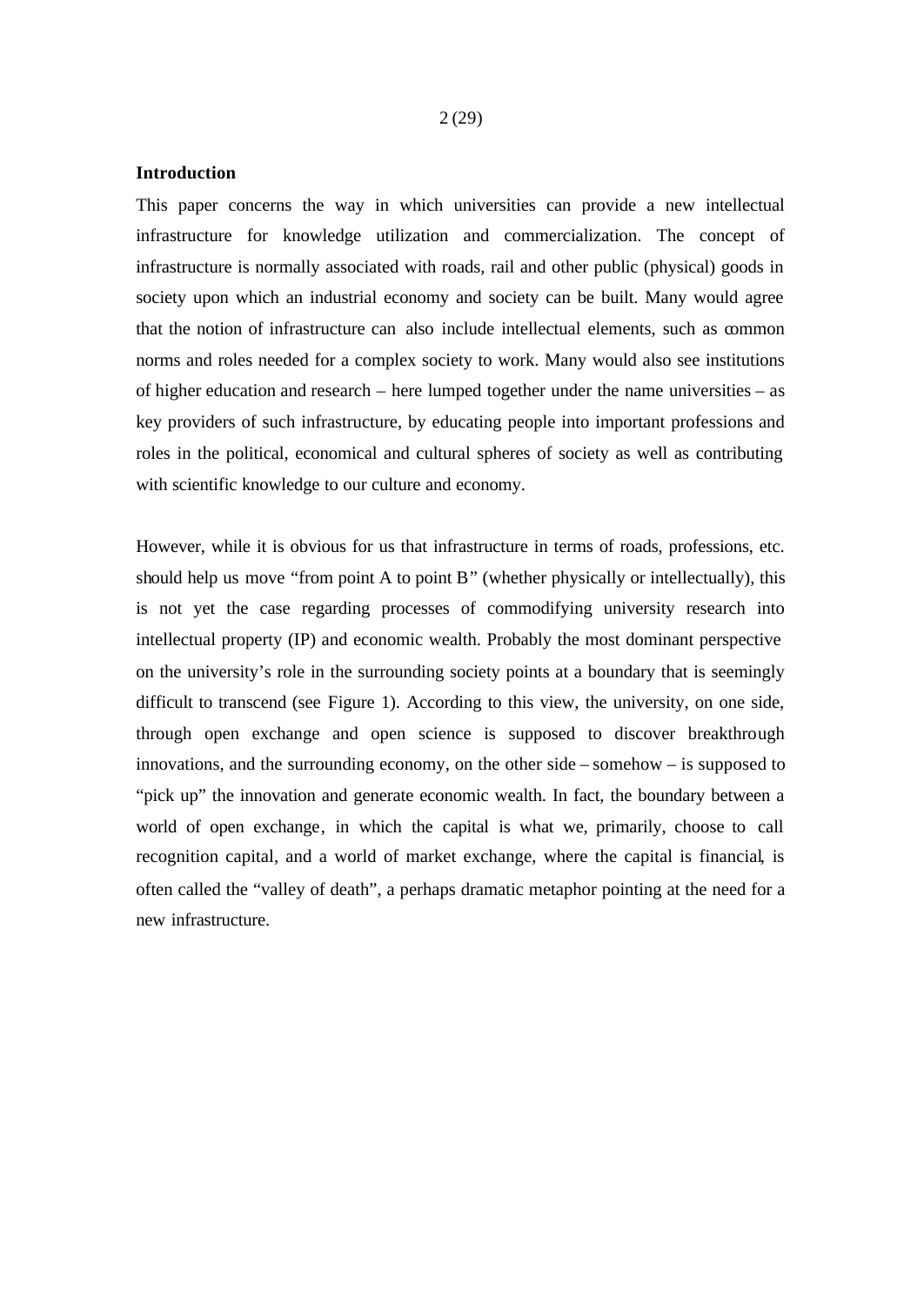**Introduction**

This paper concerns the way in which universities can provide a new intellectual infrastructure for knowledge utilization and commercialization. The concept of infrastructure is normally associated with roads, rail and other public (physical) goods in society upon which an industrial economy and society can be built. Many would agree that the notion of infrastructure can also include intellectual elements, such as common norms and roles needed for a complex society to work. Many would also see institutions of higher education and research – here lumped together under the name universities – as key providers of such infrastructure, by educating people into important professions and roles in the political, economical and cultural spheres of society as well as contributing with scientific knowledge to our culture and economy.

However, while it is obvious for us that infrastructure in terms of roads, professions, etc. should help us move "from point A to point B" (whether physically or intellectually), this is not yet the case regarding processes of commodifying university research into intellectual property (IP) and economic wealth. Probably the most dominant perspective on the university's role in the surrounding society points at a boundary that is seemingly difficult to transcend (see Figure 1). According to this view, the university, on one side, through open exchange and open science is supposed to discover breakthrough innovations, and the surrounding economy, on the other side – somehow – is supposed to "pick up" the innovation and generate economic wealth. In fact, the boundary between a world of open exchange, in which the capital is what we, primarily, choose to call recognition capital, and a world of market exchange, where the capital is financial, is often called the "valley of death", a perhaps dramatic metaphor pointing at the need for a new infrastructure.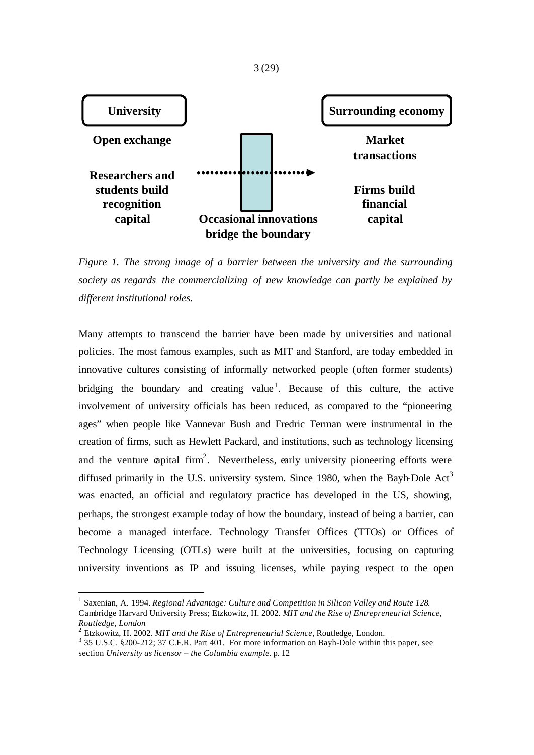University

Surrounding economy

**Open exchange**

**Researchers and students build recognition capital**

**Occasional innovations bridge the boundary**

**Market transactions**

**Firms build financial capital**

*Figure 1. The strong image of a barrier between the university and the surrounding society as regards the commercializing of new knowledge can partly be explained by different institutional roles.*

Many attempts to transcend the barrier have been made by universities and national policies. The most famous examples, such as MIT and Stanford, are today embedded in innovative cultures consisting of informally networked people (often former students) bridging the boundary and creating value[1]. Because of this culture, the active involvement of university officials has been reduced, as compared to the "pioneering ages" when people like Vannevar Bush and Fredric Terman were instrumental in the creation of firms, such as Hewlett Packard, and institutions, such as technology licensing and the venture capital firm[2]. Nevertheless, early university pioneering efforts were diffused primarily in the U.S. university system. Since 1980, when the Bayh-Dole Act[3] was enacted, an official and regulatory practice has developed in the US, showing, perhaps, the strongest example today of how the boundary, instead of being a barrier, can become a managed interface. Technology Transfer Offices (TTOs) or Offices of Technology Licensing (OTLs) were built at the universities, focusing on capturing university inventions as IP and issuing licenses, while paying respect to the open

---

[1] Saxenian, A. 1994. *Regional Advantage: Culture and Competition in Silicon Valley and Route 128*. Cambridge Harvard University Press; Etzkowitz, H. 2002. *MIT and the Rise of Entrepreneurial Science, Routledge, London*

[2] Etzkowitz, H. 2002. *MIT and the Rise of Entrepreneurial Science*, Routledge, London.

[3] 35 U.S.C. §200-212; 37 C.F.R. Part 401. For more information on Bayh-Dole within this paper, see section *University as licensor – the Columbia example*. p. 12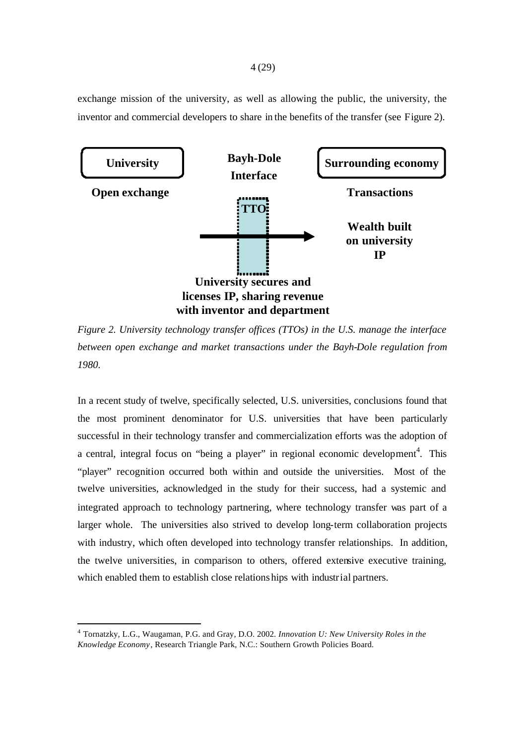exchange mission of the university, as well as allowing the public, the university, the inventor and commercial developers to share in the benefits of the transfer (see Figure 2).

**University** | **Bayh-Dole Interface** | **Surrounding economy**

**Open exchange** | **TTO** | **Transactions**

**Wealth built on university IP**

**University secures and licenses IP, sharing revenue with inventor and department**

*Figure 2. University technology transfer offices (TTOs) in the U.S. manage the interface between open exchange and market transactions under the Bayh-Dole regulation from 1980.*

In a recent study of twelve, specifically selected, U.S. universities, conclusions found that the most prominent denominator for U.S. universities that have been particularly successful in their technology transfer and commercialization efforts was the adoption of a central, integral focus on "being a player" in regional economic development[4]. This "player" recognition occurred both within and outside the universities. Most of the twelve universities, acknowledged in the study for their success, had a systemic and integrated approach to technology partnering, where technology transfer was part of a larger whole. The universities also strived to develop long-term collaboration projects with industry, which often developed into technology transfer relationships. In addition, the twelve universities, in comparison to others, offered extensive executive training, which enabled them to establish close relationships with industrial partners.

---

[4] Tornatzky, L.G., Waugaman, P.G. and Gray, D.O. 2002. *Innovation U: New University Roles in the Knowledge Economy*, Research Triangle Park, N.C.: Southern Growth Policies Board.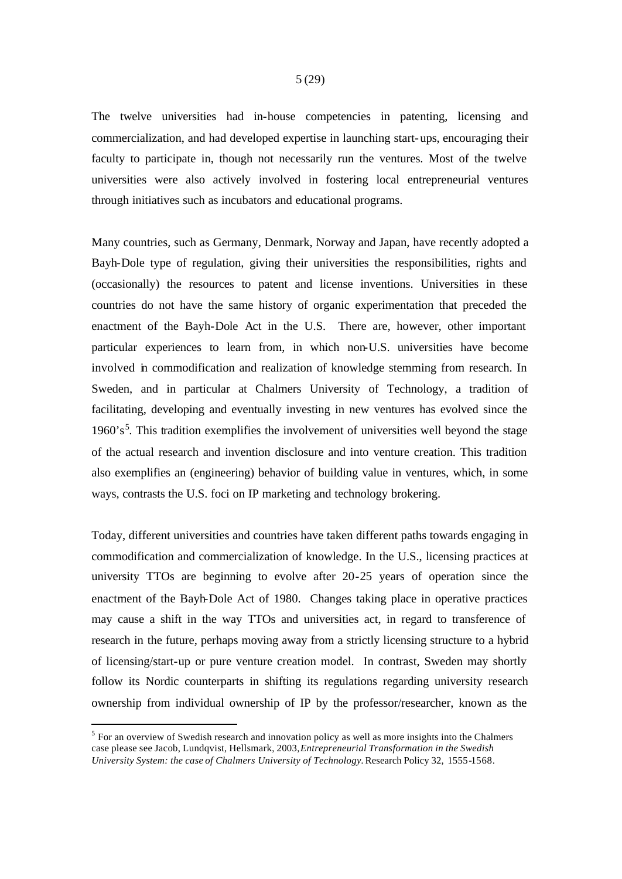The twelve universities had in-house competencies in patenting, licensing and commercialization, and had developed expertise in launching start-ups, encouraging their faculty to participate in, though not necessarily run the ventures. Most of the twelve universities were also actively involved in fostering local entrepreneurial ventures through initiatives such as incubators and educational programs.

Many countries, such as Germany, Denmark, Norway and Japan, have recently adopted a Bayh-Dole type of regulation, giving their universities the responsibilities, rights and (occasionally) the resources to patent and license inventions. Universities in these countries do not have the same history of organic experimentation that preceded the enactment of the Bayh-Dole Act in the U.S. There are, however, other important particular experiences to learn from, in which non-U.S. universities have become involved in commodification and realization of knowledge stemming from research. In Sweden, and in particular at Chalmers University of Technology, a tradition of facilitating, developing and eventually investing in new ventures has evolved since the 1960's[5]. This tradition exemplifies the involvement of universities well beyond the stage of the actual research and invention disclosure and into venture creation. This tradition also exemplifies an (engineering) behavior of building value in ventures, which, in some ways, contrasts the U.S. foci on IP marketing and technology brokering.

Today, different universities and countries have taken different paths towards engaging in commodification and commercialization of knowledge. In the U.S., licensing practices at university TTOs are beginning to evolve after 20-25 years of operation since the enactment of the Bayh-Dole Act of 1980. Changes taking place in operative practices may cause a shift in the way TTOs and universities act, in regard to transference of research in the future, perhaps moving away from a strictly licensing structure to a hybrid of licensing/start-up or pure venture creation model. In contrast, Sweden may shortly follow its Nordic counterparts in shifting its regulations regarding university research ownership from individual ownership of IP by the professor/researcher, known as the

[5] For an overview of Swedish research and innovation policy as well as more insights into the Chalmers case please see Jacob, Lundqvist, Hellsmark, 2003, *Entrepreneurial Transformation in the Swedish University System: the case of Chalmers University of Technology.* Research Policy 32, 1555-1568.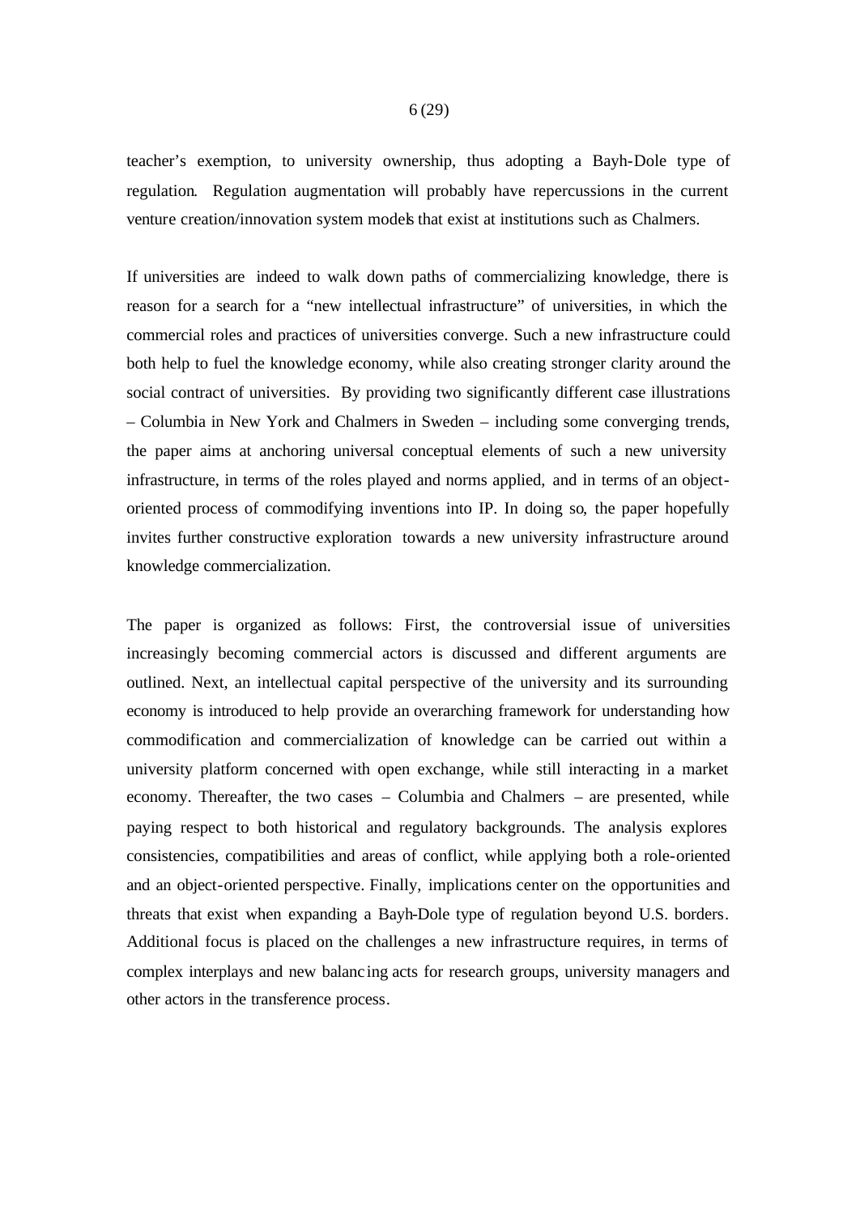teacher's exemption, to university ownership, thus adopting a Bayh-Dole type of regulation. Regulation augmentation will probably have repercussions in the current venture creation/innovation system models that exist at institutions such as Chalmers.

If universities are indeed to walk down paths of commercializing knowledge, there is reason for a search for a "new intellectual infrastructure" of universities, in which the commercial roles and practices of universities converge. Such a new infrastructure could both help to fuel the knowledge economy, while also creating stronger clarity around the social contract of universities. By providing two significantly different case illustrations – Columbia in New York and Chalmers in Sweden – including some converging trends, the paper aims at anchoring universal conceptual elements of such a new university infrastructure, in terms of the roles played and norms applied, and in terms of an object-oriented process of commodifying inventions into IP. In doing so, the paper hopefully invites further constructive exploration towards a new university infrastructure around knowledge commercialization.

The paper is organized as follows: First, the controversial issue of universities increasingly becoming commercial actors is discussed and different arguments are outlined. Next, an intellectual capital perspective of the university and its surrounding economy is introduced to help provide an overarching framework for understanding how commodification and commercialization of knowledge can be carried out within a university platform concerned with open exchange, while still interacting in a market economy. Thereafter, the two cases – Columbia and Chalmers – are presented, while paying respect to both historical and regulatory backgrounds. The analysis explores consistencies, compatibilities and areas of conflict, while applying both a role-oriented and an object-oriented perspective. Finally, implications center on the opportunities and threats that exist when expanding a Bayh-Dole type of regulation beyond U.S. borders. Additional focus is placed on the challenges a new infrastructure requires, in terms of complex interplays and new balancing acts for research groups, university managers and other actors in the transference process.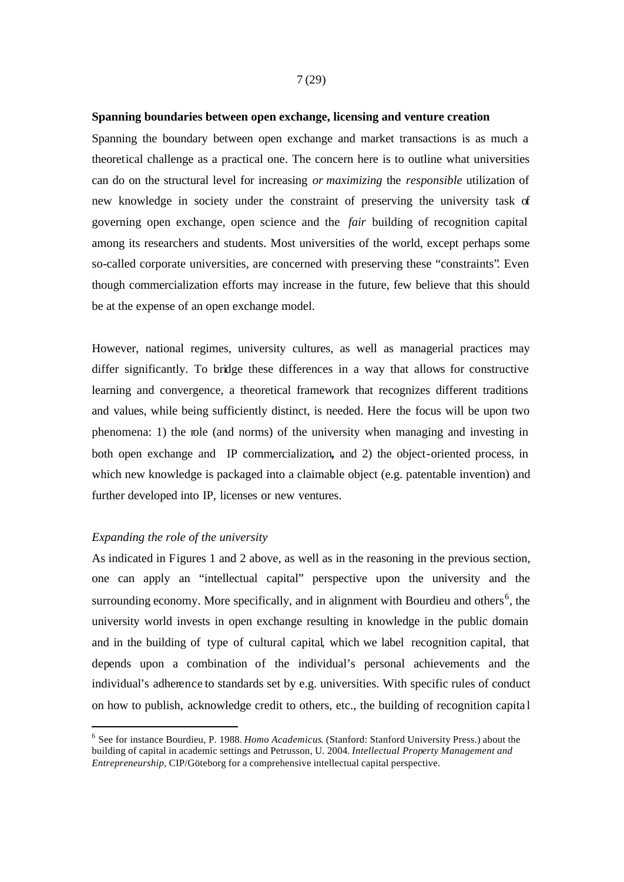**Spanning boundaries between open exchange, licensing and venture creation**

Spanning the boundary between open exchange and market transactions is as much a theoretical challenge as a practical one. The concern here is to outline what universities can do on the structural level for increasing *or maximizing* the *responsible* utilization of new knowledge in society under the constraint of preserving the university task of governing open exchange, open science and the *fair* building of recognition capital among its researchers and students. Most universities of the world, except perhaps some so-called corporate universities, are concerned with preserving these "constraints". Even though commercialization efforts may increase in the future, few believe that this should be at the expense of an open exchange model.

However, national regimes, university cultures, as well as managerial practices may differ significantly. To bridge these differences in a way that allows for constructive learning and convergence, a theoretical framework that recognizes different traditions and values, while being sufficiently distinct, is needed. Here the focus will be upon two phenomena: 1) the role (and norms) of the university when managing and investing in both open exchange and IP commercialization**,** and 2) the object-oriented process, in which new knowledge is packaged into a claimable object (e.g. patentable invention) and further developed into IP, licenses or new ventures.

*Expanding the role of the university*

As indicated in Figures 1 and 2 above, as well as in the reasoning in the previous section, one can apply an "intellectual capital" perspective upon the university and the surrounding economy. More specifically, and in alignment with Bourdieu and others[6], the university world invests in open exchange resulting in knowledge in the public domain and in the building of type of cultural capital, which we label recognition capital, that depends upon a combination of the individual's personal achievements and the individual's adherence to standards set by e.g. universities. With specific rules of conduct on how to publish, acknowledge credit to others, etc., the building of recognition capital

[6] See for instance Bourdieu, P. 1988. *Homo Academicus*. (Stanford: Stanford University Press.) about the building of capital in academic settings and Petrusson, U. 2004. *Intellectual Property Management and Entrepreneurship*, CIP/Göteborg for a comprehensive intellectual capital perspective.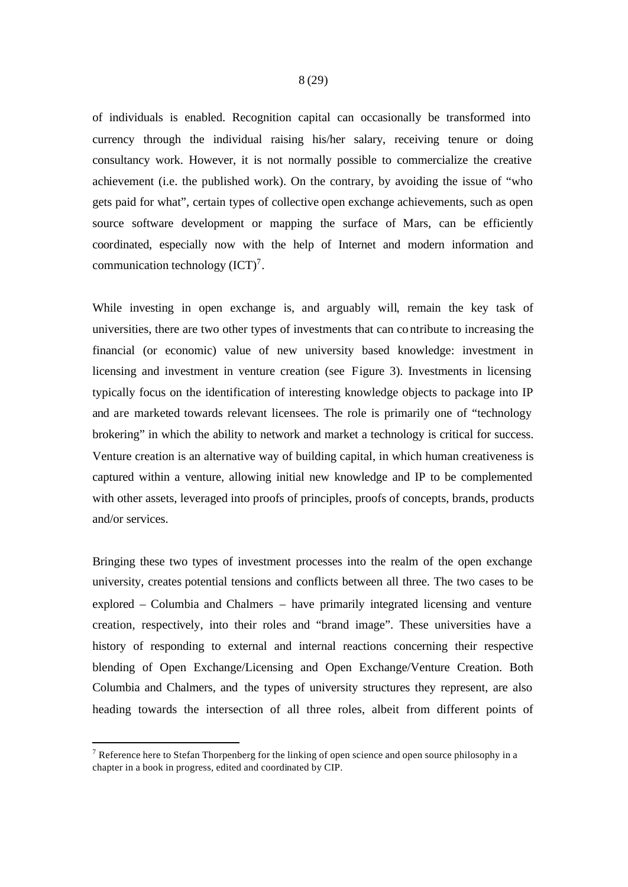of individuals is enabled. Recognition capital can occasionally be transformed into currency through the individual raising his/her salary, receiving tenure or doing consultancy work. However, it is not normally possible to commercialize the creative achievement (i.e. the published work). On the contrary, by avoiding the issue of "who gets paid for what", certain types of collective open exchange achievements, such as open source software development or mapping the surface of Mars, can be efficiently coordinated, especially now with the help of Internet and modern information and communication technology (ICT)[7].

While investing in open exchange is, and arguably will, remain the key task of universities, there are two other types of investments that can contribute to increasing the financial (or economic) value of new university based knowledge: investment in licensing and investment in venture creation (see Figure 3). Investments in licensing typically focus on the identification of interesting knowledge objects to package into IP and are marketed towards relevant licensees. The role is primarily one of "technology brokering" in which the ability to network and market a technology is critical for success. Venture creation is an alternative way of building capital, in which human creativeness is captured within a venture, allowing initial new knowledge and IP to be complemented with other assets, leveraged into proofs of principles, proofs of concepts, brands, products and/or services.

Bringing these two types of investment processes into the realm of the open exchange university, creates potential tensions and conflicts between all three. The two cases to be explored – Columbia and Chalmers – have primarily integrated licensing and venture creation, respectively, into their roles and "brand image". These universities have a history of responding to external and internal reactions concerning their respective blending of Open Exchange/Licensing and Open Exchange/Venture Creation. Both Columbia and Chalmers, and the types of university structures they represent, are also heading towards the intersection of all three roles, albeit from different points of

[7] Reference here to Stefan Thorpenberg for the linking of open science and open source philosophy in a chapter in a book in progress, edited and coordinated by CIP.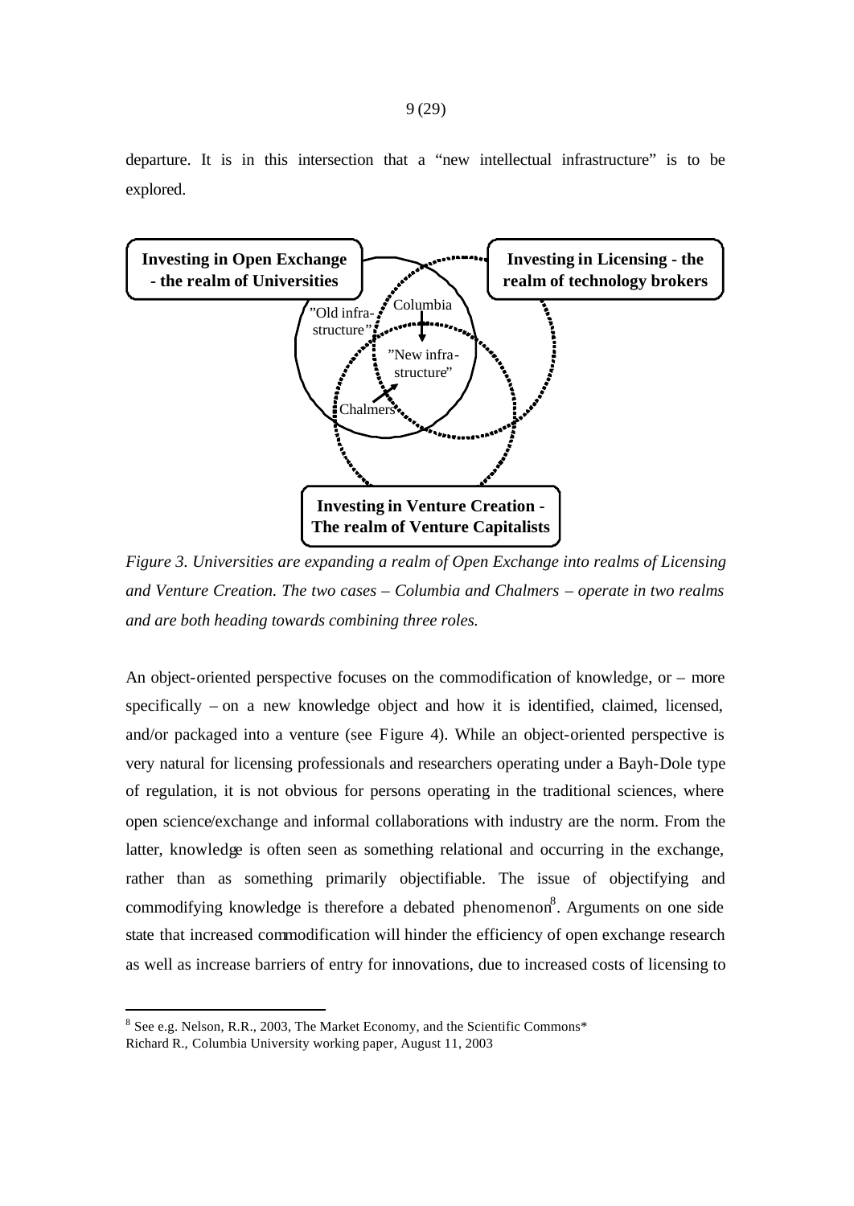departure. It is in this intersection that a "new intellectual infrastructure" is to be explored.

*Figure 3. Universities are expanding a realm of Open Exchange into realms of Licensing and Venture Creation. The two cases – Columbia and Chalmers – operate in two realms and are both heading towards combining three roles.*

An object-oriented perspective focuses on the commodification of knowledge, or – more specifically – on a new knowledge object and how it is identified, claimed, licensed, and/or packaged into a venture (see Figure 4). While an object-oriented perspective is very natural for licensing professionals and researchers operating under a Bayh-Dole type of regulation, it is not obvious for persons operating in the traditional sciences, where open science/exchange and informal collaborations with industry are the norm. From the latter, knowledge is often seen as something relational and occurring in the exchange, rather than as something primarily objectifiable. The issue of objectifying and commodifying knowledge is therefore a debated phenomenon[8]. Arguments on one side state that increased commodification will hinder the efficiency of open exchange research as well as increase barriers of entry for innovations, due to increased costs of licensing to

[8] See e.g. Nelson, R.R., 2003, The Market Economy, and the Scientific Commons*
Richard R., Columbia University working paper, August 11, 2003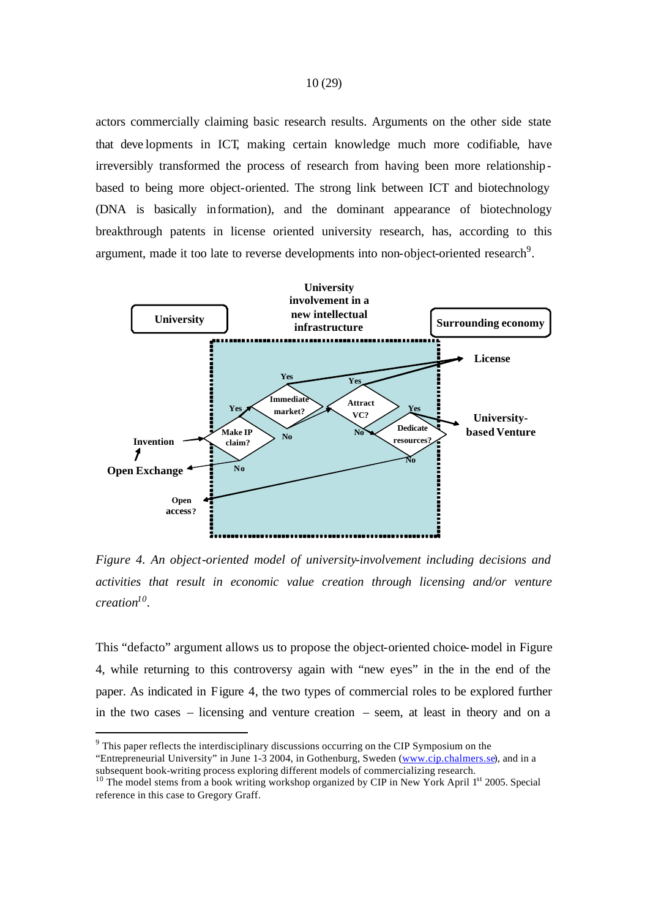actors commercially claiming basic research results. Arguments on the other side state that developments in ICT, making certain knowledge much more codifiable, have irreversibly transformed the process of research from having been more relationship-based to being more object-oriented. The strong link between ICT and biotechnology (DNA is basically information), and the dominant appearance of biotechnology breakthrough patents in license oriented university research, has, according to this argument, made it too late to reverse developments into non-object-oriented research[9].

*Figure 4. An object-oriented model of university-involvement including decisions and activities that result in economic value creation through licensing and/or venture creation[10].*

This "defacto" argument allows us to propose the object-oriented choice-model in Figure 4, while returning to this controversy again with "new eyes" in the in the end of the paper. As indicated in Figure 4, the two types of commercial roles to be explored further in the two cases – licensing and venture creation – seem, at least in theory and on a

---

[9] This paper reflects the interdisciplinary discussions occurring on the CIP Symposium on the "Entrepreneurial University" in June 1-3 2004, in Gothenburg, Sweden (www.cip.chalmers.se), and in a subsequent book-writing process exploring different models of commercializing research.

[10] The model stems from a book writing workshop organized by CIP in New York April 1st 2005. Special reference in this case to Gregory Graff.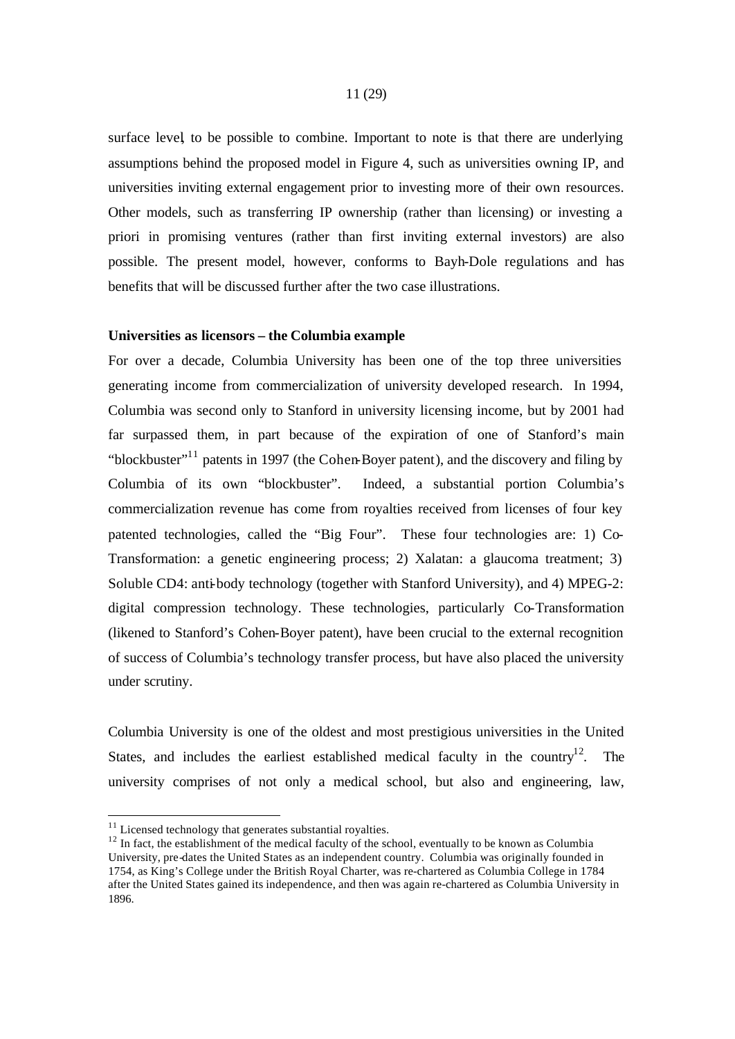surface level, to be possible to combine. Important to note is that there are underlying assumptions behind the proposed model in Figure 4, such as universities owning IP, and universities inviting external engagement prior to investing more of their own resources. Other models, such as transferring IP ownership (rather than licensing) or investing a priori in promising ventures (rather than first inviting external investors) are also possible. The present model, however, conforms to Bayh-Dole regulations and has benefits that will be discussed further after the two case illustrations.

**Universities as licensors – the Columbia example**

For over a decade, Columbia University has been one of the top three universities generating income from commercialization of university developed research. In 1994, Columbia was second only to Stanford in university licensing income, but by 2001 had far surpassed them, in part because of the expiration of one of Stanford's main "blockbuster"[11] patents in 1997 (the Cohen-Boyer patent), and the discovery and filing by Columbia of its own "blockbuster". Indeed, a substantial portion Columbia's commercialization revenue has come from royalties received from licenses of four key patented technologies, called the "Big Four". These four technologies are: 1) Co-Transformation: a genetic engineering process; 2) Xalatan: a glaucoma treatment; 3) Soluble CD4: anti-body technology (together with Stanford University), and 4) MPEG-2: digital compression technology. These technologies, particularly Co-Transformation (likened to Stanford's Cohen-Boyer patent), have been crucial to the external recognition of success of Columbia's technology transfer process, but have also placed the university under scrutiny.

Columbia University is one of the oldest and most prestigious universities in the United States, and includes the earliest established medical faculty in the country[12]. The university comprises of not only a medical school, but also and engineering, law,

[11] Licensed technology that generates substantial royalties.

[12] In fact, the establishment of the medical faculty of the school, eventually to be known as Columbia University, pre-dates the United States as an independent country. Columbia was originally founded in 1754, as King's College under the British Royal Charter, was re-chartered as Columbia College in 1784 after the United States gained its independence, and then was again re-chartered as Columbia University in 1896.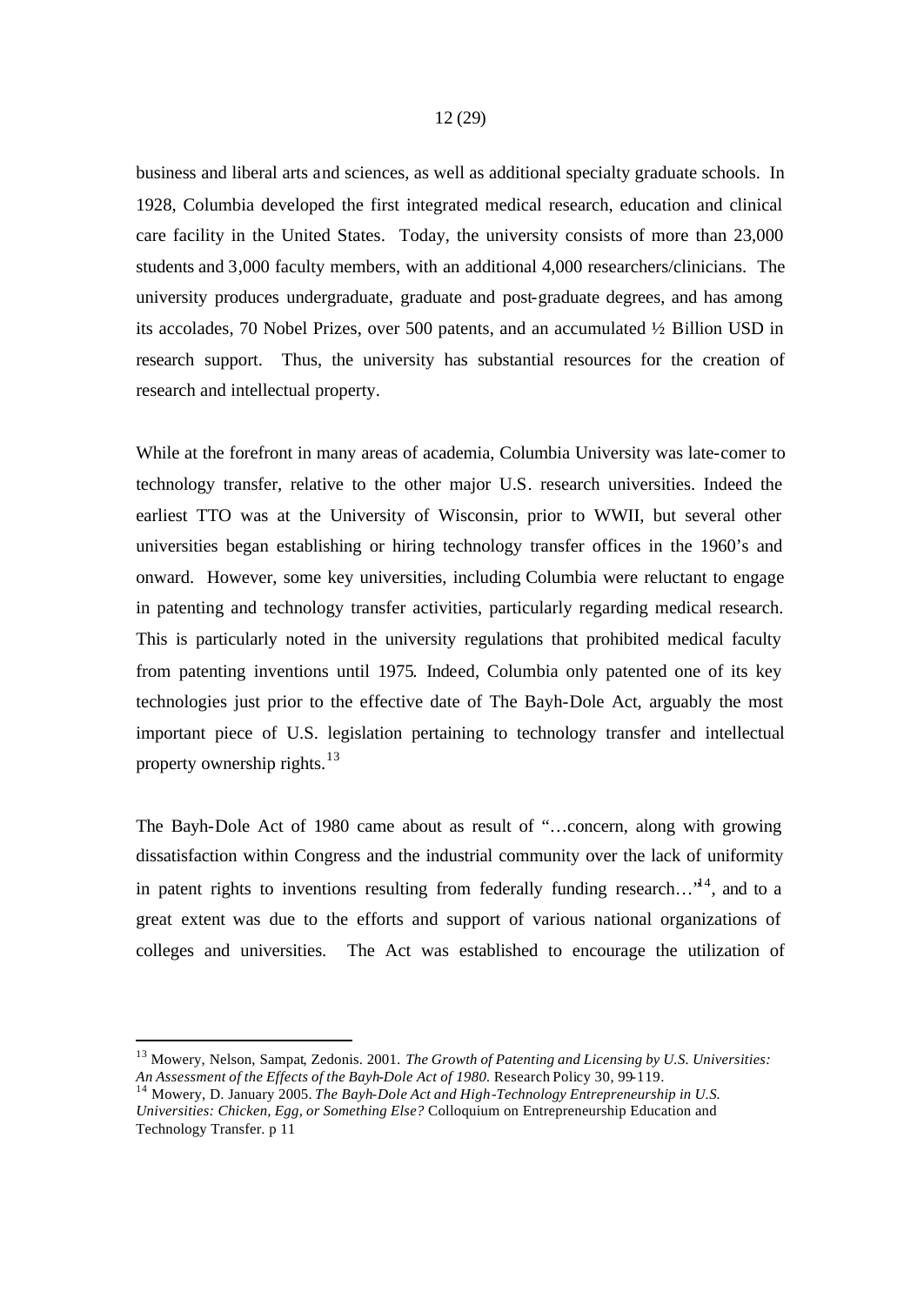business and liberal arts and sciences, as well as additional specialty graduate schools. In 1928, Columbia developed the first integrated medical research, education and clinical care facility in the United States. Today, the university consists of more than 23,000 students and 3,000 faculty members, with an additional 4,000 researchers/clinicians. The university produces undergraduate, graduate and post-graduate degrees, and has among its accolades, 70 Nobel Prizes, over 500 patents, and an accumulated ½ Billion USD in research support. Thus, the university has substantial resources for the creation of research and intellectual property.

While at the forefront in many areas of academia, Columbia University was late-comer to technology transfer, relative to the other major U.S. research universities. Indeed the earliest TTO was at the University of Wisconsin, prior to WWII, but several other universities began establishing or hiring technology transfer offices in the 1960's and onward. However, some key universities, including Columbia were reluctant to engage in patenting and technology transfer activities, particularly regarding medical research. This is particularly noted in the university regulations that prohibited medical faculty from patenting inventions until 1975. Indeed, Columbia only patented one of its key technologies just prior to the effective date of The Bayh-Dole Act, arguably the most important piece of U.S. legislation pertaining to technology transfer and intellectual property ownership rights.[13]

The Bayh-Dole Act of 1980 came about as result of "…concern, along with growing dissatisfaction within Congress and the industrial community over the lack of uniformity in patent rights to inventions resulting from federally funding research…"[14], and to a great extent was due to the efforts and support of various national organizations of colleges and universities. The Act was established to encourage the utilization of

---

[13] Mowery, Nelson, Sampat, Zedonis. 2001. *The Growth of Patenting and Licensing by U.S. Universities: An Assessment of the Effects of the Bayh-Dole Act of 1980.* Research Policy 30, 99-119.

[14] Mowery, D. January 2005. *The Bayh-Dole Act and High-Technology Entrepreneurship in U.S. Universities: Chicken, Egg, or Something Else?* Colloquium on Entrepreneurship Education and Technology Transfer. p 11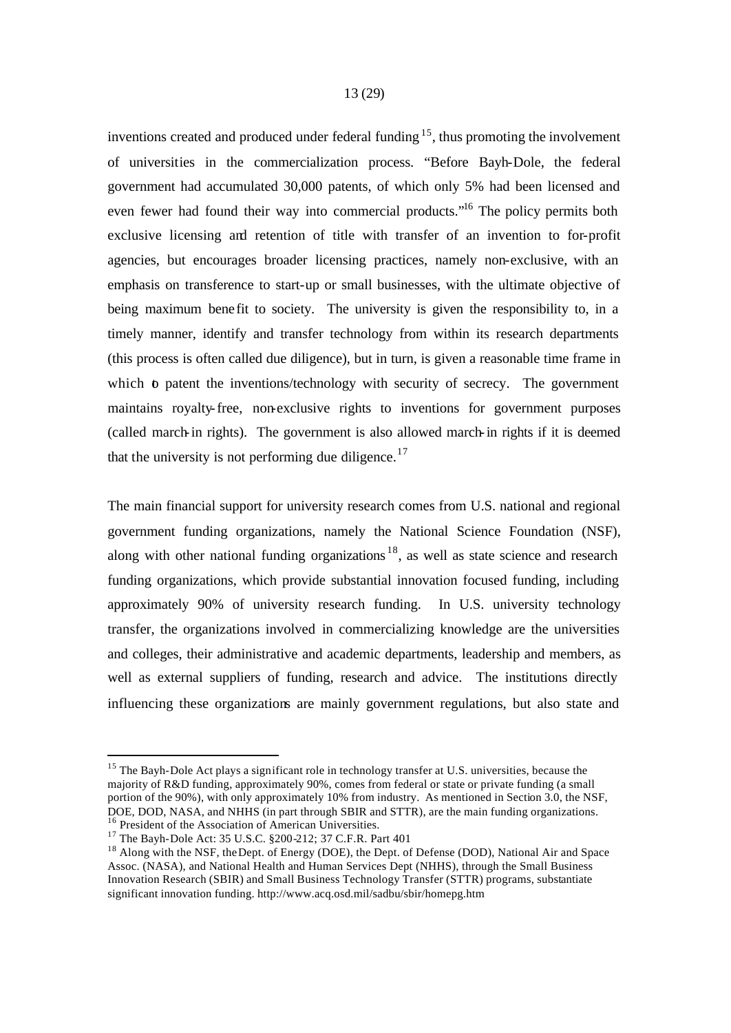inventions created and produced under federal funding [15], thus promoting the involvement of universities in the commercialization process. "Before Bayh-Dole, the federal government had accumulated 30,000 patents, of which only 5% had been licensed and even fewer had found their way into commercial products."[16] The policy permits both exclusive licensing and retention of title with transfer of an invention to for-profit agencies, but encourages broader licensing practices, namely non-exclusive, with an emphasis on transference to start-up or small businesses, with the ultimate objective of being maximum benefit to society. The university is given the responsibility to, in a timely manner, identify and transfer technology from within its research departments (this process is often called due diligence), but in turn, is given a reasonable time frame in which to patent the inventions/technology with security of secrecy. The government maintains royalty-free, non-exclusive rights to inventions for government purposes (called march-in rights). The government is also allowed march-in rights if it is deemed that the university is not performing due diligence.[17]

The main financial support for university research comes from U.S. national and regional government funding organizations, namely the National Science Foundation (NSF), along with other national funding organizations[18], as well as state science and research funding organizations, which provide substantial innovation focused funding, including approximately 90% of university research funding. In U.S. university technology transfer, the organizations involved in commercializing knowledge are the universities and colleges, their administrative and academic departments, leadership and members, as well as external suppliers of funding, research and advice. The institutions directly influencing these organizations are mainly government regulations, but also state and

---

[15] The Bayh-Dole Act plays a significant role in technology transfer at U.S. universities, because the majority of R&D funding, approximately 90%, comes from federal or state or private funding (a small portion of the 90%), with only approximately 10% from industry. As mentioned in Section 3.0, the NSF, DOE, DOD, NASA, and NHHS (in part through SBIR and STTR), are the main funding organizations.

[16] President of the Association of American Universities.

[17] The Bayh-Dole Act: 35 U.S.C. §200-212; 37 C.F.R. Part 401

[18] Along with the NSF, the Dept. of Energy (DOE), the Dept. of Defense (DOD), National Air and Space Assoc. (NASA), and National Health and Human Services Dept (NHHS), through the Small Business Innovation Research (SBIR) and Small Business Technology Transfer (STTR) programs, substantiate significant innovation funding. http://www.acq.osd.mil/sadbu/sbir/homepg.htm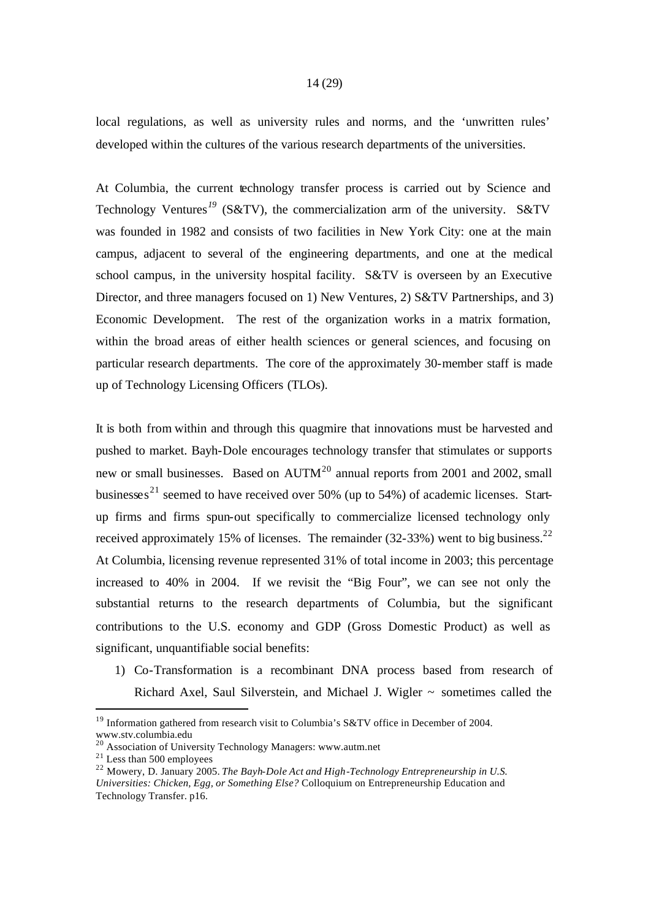local regulations, as well as university rules and norms, and the 'unwritten rules' developed within the cultures of the various research departments of the universities.

At Columbia, the current technology transfer process is carried out by Science and Technology Ventures[19] (S&TV), the commercialization arm of the university. S&TV was founded in 1982 and consists of two facilities in New York City: one at the main campus, adjacent to several of the engineering departments, and one at the medical school campus, in the university hospital facility. S&TV is overseen by an Executive Director, and three managers focused on 1) New Ventures, 2) S&TV Partnerships, and 3) Economic Development. The rest of the organization works in a matrix formation, within the broad areas of either health sciences or general sciences, and focusing on particular research departments. The core of the approximately 30-member staff is made up of Technology Licensing Officers (TLOs).

It is both from within and through this quagmire that innovations must be harvested and pushed to market. Bayh-Dole encourages technology transfer that stimulates or supports new or small businesses. Based on AUTM[20] annual reports from 2001 and 2002, small businesses[21] seemed to have received over 50% (up to 54%) of academic licenses. Start-up firms and firms spun-out specifically to commercialize licensed technology only received approximately 15% of licenses. The remainder (32-33%) went to big business.[22] At Columbia, licensing revenue represented 31% of total income in 2003; this percentage increased to 40% in 2004. If we revisit the "Big Four", we can see not only the substantial returns to the research departments of Columbia, but the significant contributions to the U.S. economy and GDP (Gross Domestic Product) as well as significant, unquantifiable social benefits:

1) Co-Transformation is a recombinant DNA process based from research of Richard Axel, Saul Silverstein, and Michael J. Wigler ~ sometimes called the

---

[19] Information gathered from research visit to Columbia's S&TV office in December of 2004. www.stv.columbia.edu

[20] Association of University Technology Managers: www.autm.net

[21] Less than 500 employees

[22] Mowery, D. January 2005. *The Bayh-Dole Act and High-Technology Entrepreneurship in U.S. Universities: Chicken, Egg, or Something Else?* Colloquium on Entrepreneurship Education and Technology Transfer. p16.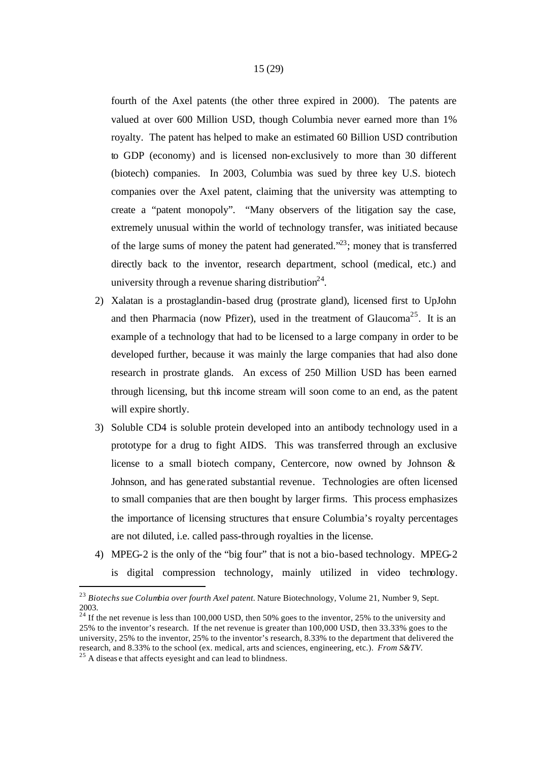fourth of the Axel patents (the other three expired in 2000). The patents are valued at over 600 Million USD, though Columbia never earned more than 1% royalty. The patent has helped to make an estimated 60 Billion USD contribution to GDP (economy) and is licensed non-exclusively to more than 30 different (biotech) companies. In 2003, Columbia was sued by three key U.S. biotech companies over the Axel patent, claiming that the university was attempting to create a "patent monopoly". "Many observers of the litigation say the case, extremely unusual within the world of technology transfer, was initiated because of the large sums of money the patent had generated."[23]; money that is transferred directly back to the inventor, research department, school (medical, etc.) and university through a revenue sharing distribution[24].

2) Xalatan is a prostaglandin-based drug (prostrate gland), licensed first to UpJohn and then Pharmacia (now Pfizer), used in the treatment of Glaucoma[25]. It is an example of a technology that had to be licensed to a large company in order to be developed further, because it was mainly the large companies that had also done research in prostrate glands. An excess of 250 Million USD has been earned through licensing, but this income stream will soon come to an end, as the patent will expire shortly.

3) Soluble CD4 is soluble protein developed into an antibody technology used in a prototype for a drug to fight AIDS. This was transferred through an exclusive license to a small biotech company, Centercore, now owned by Johnson & Johnson, and has generated substantial revenue. Technologies are often licensed to small companies that are then bought by larger firms. This process emphasizes the importance of licensing structures that ensure Columbia's royalty percentages are not diluted, i.e. called pass-through royalties in the license.

4) MPEG-2 is the only of the "big four" that is not a bio-based technology. MPEG-2 is digital compression technology, mainly utilized in video technology.

---

[23] *Biotechs sue Columbia over fourth Axel patent.* Nature Biotechnology, Volume 21, Number 9, Sept. 2003.

[24] If the net revenue is less than 100,000 USD, then 50% goes to the inventor, 25% to the university and 25% to the inventor's research. If the net revenue is greater than 100,000 USD, then 33.33% goes to the university, 25% to the inventor, 25% to the inventor's research, 8.33% to the department that delivered the research, and 8.33% to the school (ex. medical, arts and sciences, engineering, etc.). *From S&TV.*

[25] A disease that affects eyesight and can lead to blindness.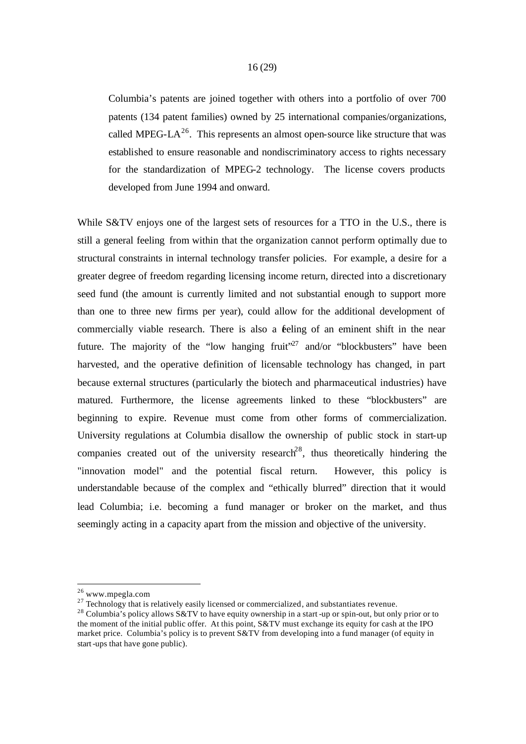> Columbia's patents are joined together with others into a portfolio of over 700 patents (134 patent families) owned by 25 international companies/organizations, called MPEG-LA[26]. This represents an almost open-source like structure that was established to ensure reasonable and nondiscriminatory access to rights necessary for the standardization of MPEG-2 technology. The license covers products developed from June 1994 and onward.

While S&TV enjoys one of the largest sets of resources for a TTO in the U.S., there is still a general feeling from within that the organization cannot perform optimally due to structural constraints in internal technology transfer policies. For example, a desire for a greater degree of freedom regarding licensing income return, directed into a discretionary seed fund (the amount is currently limited and not substantial enough to support more than one to three new firms per year), could allow for the additional development of commercially viable research. There is also a feeling of an eminent shift in the near future. The majority of the "low hanging fruit"[27] and/or "blockbusters" have been harvested, and the operative definition of licensable technology has changed, in part because external structures (particularly the biotech and pharmaceutical industries) have matured. Furthermore, the license agreements linked to these "blockbusters" are beginning to expire. Revenue must come from other forms of commercialization. University regulations at Columbia disallow the ownership of public stock in start-up companies created out of the university research[28], thus theoretically hindering the "innovation model" and the potential fiscal return. However, this policy is understandable because of the complex and "ethically blurred" direction that it would lead Columbia; i.e. becoming a fund manager or broker on the market, and thus seemingly acting in a capacity apart from the mission and objective of the university.

---

[26] www.mpegla.com

[27] Technology that is relatively easily licensed or commercialized, and substantiates revenue.

[28] Columbia's policy allows S&TV to have equity ownership in a start-up or spin-out, but only prior or to the moment of the initial public offer. At this point, S&TV must exchange its equity for cash at the IPO market price. Columbia's policy is to prevent S&TV from developing into a fund manager (of equity in start-ups that have gone public).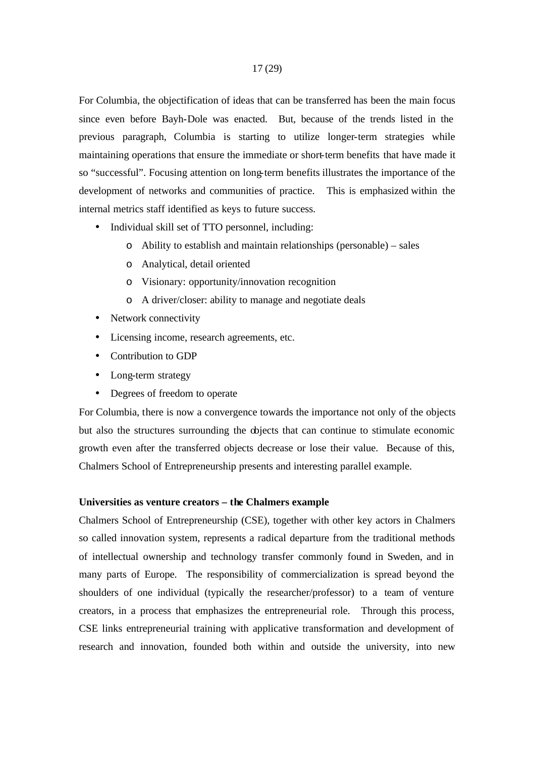For Columbia, the objectification of ideas that can be transferred has been the main focus since even before Bayh-Dole was enacted. But, because of the trends listed in the previous paragraph, Columbia is starting to utilize longer-term strategies while maintaining operations that ensure the immediate or short-term benefits that have made it so "successful". Focusing attention on long-term benefits illustrates the importance of the development of networks and communities of practice. This is emphasized within the internal metrics staff identified as keys to future success.

- Individual skill set of TTO personnel, including:
  - Ability to establish and maintain relationships (personable) – sales
  - Analytical, detail oriented
  - Visionary: opportunity/innovation recognition
  - A driver/closer: ability to manage and negotiate deals
- Network connectivity
- Licensing income, research agreements, etc.
- Contribution to GDP
- Long-term strategy
- Degrees of freedom to operate

For Columbia, there is now a convergence towards the importance not only of the objects but also the structures surrounding the objects that can continue to stimulate economic growth even after the transferred objects decrease or lose their value. Because of this, Chalmers School of Entrepreneurship presents and interesting parallel example.

**Universities as venture creators – the Chalmers example**

Chalmers School of Entrepreneurship (CSE), together with other key actors in Chalmers so called innovation system, represents a radical departure from the traditional methods of intellectual ownership and technology transfer commonly found in Sweden, and in many parts of Europe. The responsibility of commercialization is spread beyond the shoulders of one individual (typically the researcher/professor) to a team of venture creators, in a process that emphasizes the entrepreneurial role. Through this process, CSE links entrepreneurial training with applicative transformation and development of research and innovation, founded both within and outside the university, into new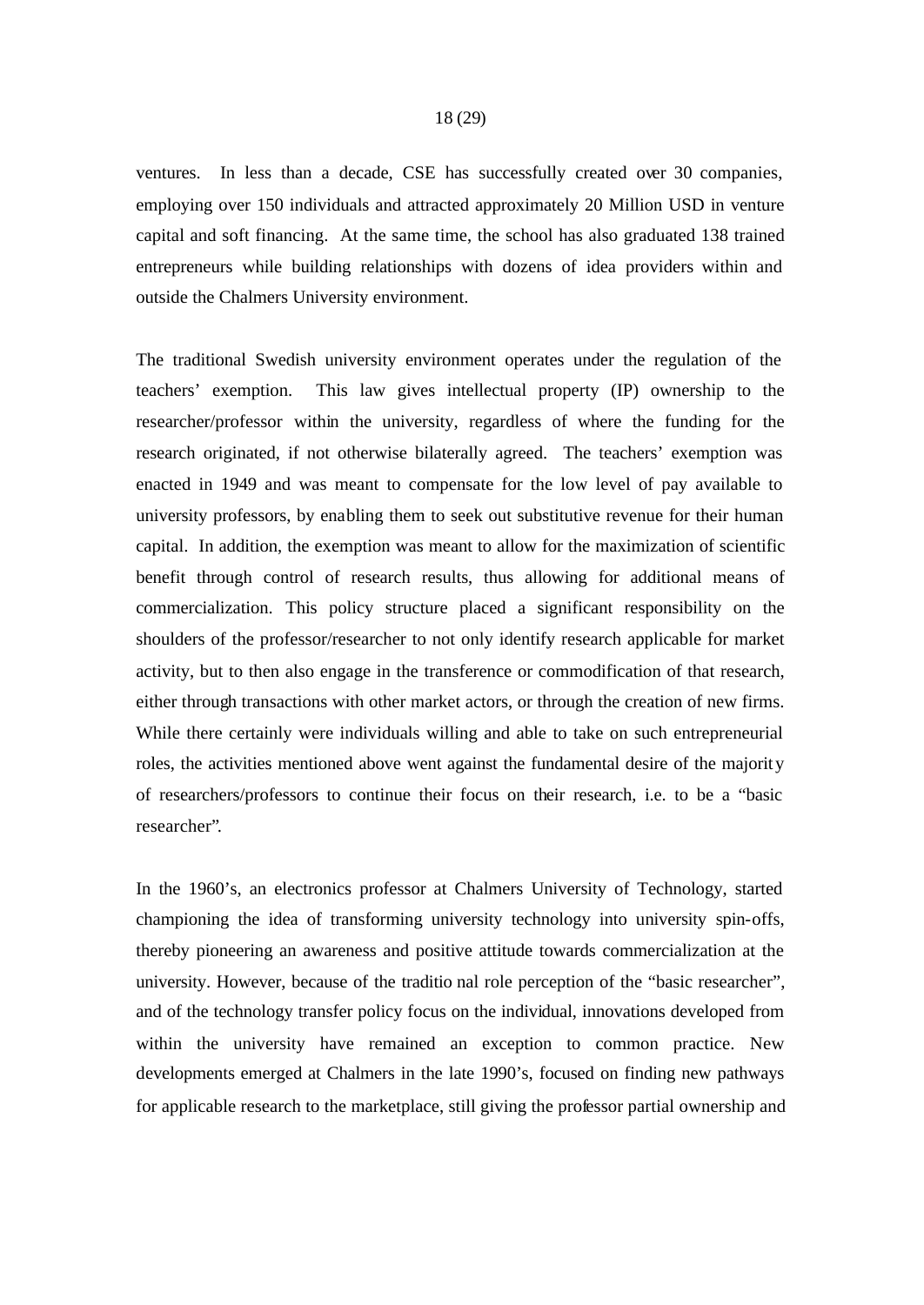ventures. In less than a decade, CSE has successfully created over 30 companies, employing over 150 individuals and attracted approximately 20 Million USD in venture capital and soft financing. At the same time, the school has also graduated 138 trained entrepreneurs while building relationships with dozens of idea providers within and outside the Chalmers University environment.

The traditional Swedish university environment operates under the regulation of the teachers' exemption. This law gives intellectual property (IP) ownership to the researcher/professor within the university, regardless of where the funding for the research originated, if not otherwise bilaterally agreed. The teachers' exemption was enacted in 1949 and was meant to compensate for the low level of pay available to university professors, by enabling them to seek out substitutive revenue for their human capital. In addition, the exemption was meant to allow for the maximization of scientific benefit through control of research results, thus allowing for additional means of commercialization. This policy structure placed a significant responsibility on the shoulders of the professor/researcher to not only identify research applicable for market activity, but to then also engage in the transference or commodification of that research, either through transactions with other market actors, or through the creation of new firms. While there certainly were individuals willing and able to take on such entrepreneurial roles, the activities mentioned above went against the fundamental desire of the majority of researchers/professors to continue their focus on their research, i.e. to be a "basic researcher".

In the 1960's, an electronics professor at Chalmers University of Technology, started championing the idea of transforming university technology into university spin-offs, thereby pioneering an awareness and positive attitude towards commercialization at the university. However, because of the traditional role perception of the "basic researcher", and of the technology transfer policy focus on the individual, innovations developed from within the university have remained an exception to common practice. New developments emerged at Chalmers in the late 1990's, focused on finding new pathways for applicable research to the marketplace, still giving the professor partial ownership and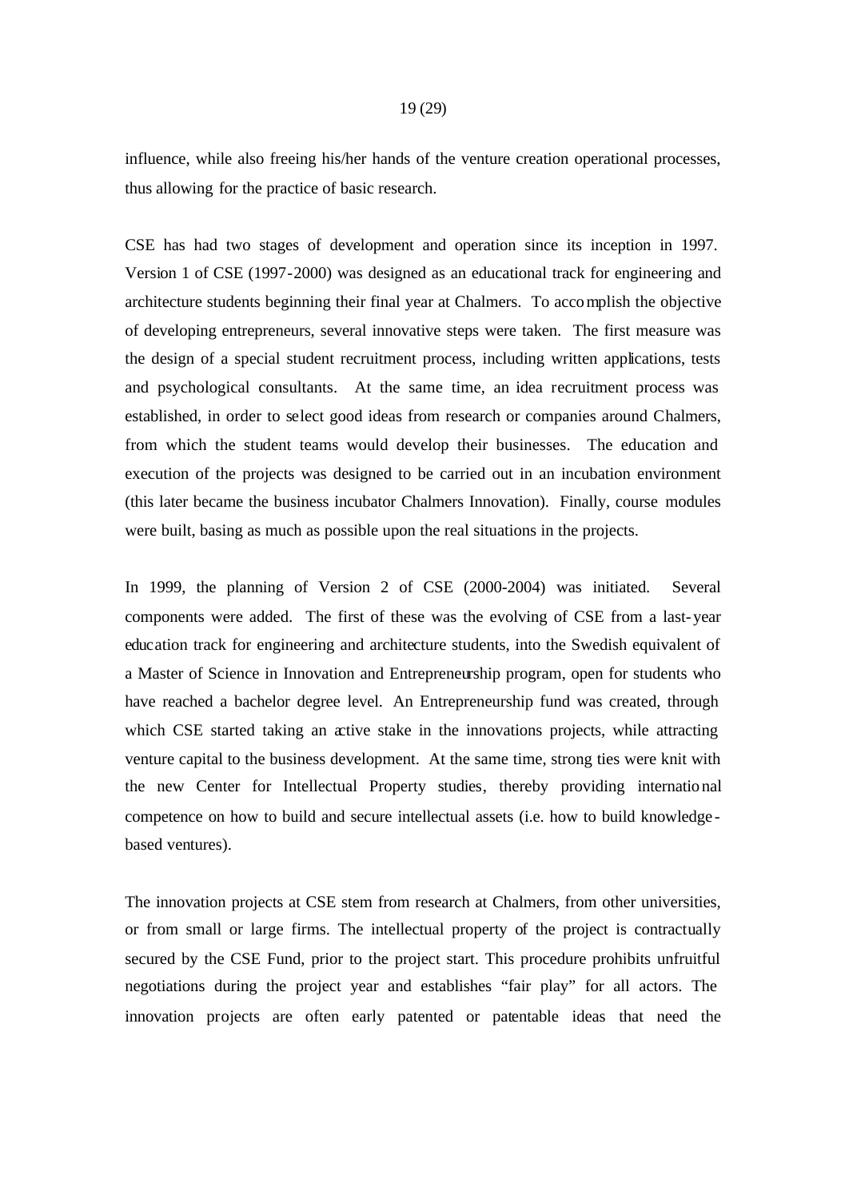influence, while also freeing his/her hands of the venture creation operational processes, thus allowing for the practice of basic research.

CSE has had two stages of development and operation since its inception in 1997. Version 1 of CSE (1997-2000) was designed as an educational track for engineering and architecture students beginning their final year at Chalmers. To accomplish the objective of developing entrepreneurs, several innovative steps were taken. The first measure was the design of a special student recruitment process, including written applications, tests and psychological consultants. At the same time, an idea recruitment process was established, in order to select good ideas from research or companies around Chalmers, from which the student teams would develop their businesses. The education and execution of the projects was designed to be carried out in an incubation environment (this later became the business incubator Chalmers Innovation). Finally, course modules were built, basing as much as possible upon the real situations in the projects.

In 1999, the planning of Version 2 of CSE (2000-2004) was initiated. Several components were added. The first of these was the evolving of CSE from a last-year education track for engineering and architecture students, into the Swedish equivalent of a Master of Science in Innovation and Entrepreneurship program, open for students who have reached a bachelor degree level. An Entrepreneurship fund was created, through which CSE started taking an active stake in the innovations projects, while attracting venture capital to the business development. At the same time, strong ties were knit with the new Center for Intellectual Property studies, thereby providing international competence on how to build and secure intellectual assets (i.e. how to build knowledge-based ventures).

The innovation projects at CSE stem from research at Chalmers, from other universities, or from small or large firms. The intellectual property of the project is contractually secured by the CSE Fund, prior to the project start. This procedure prohibits unfruitful negotiations during the project year and establishes "fair play" for all actors. The innovation projects are often early patented or patentable ideas that need the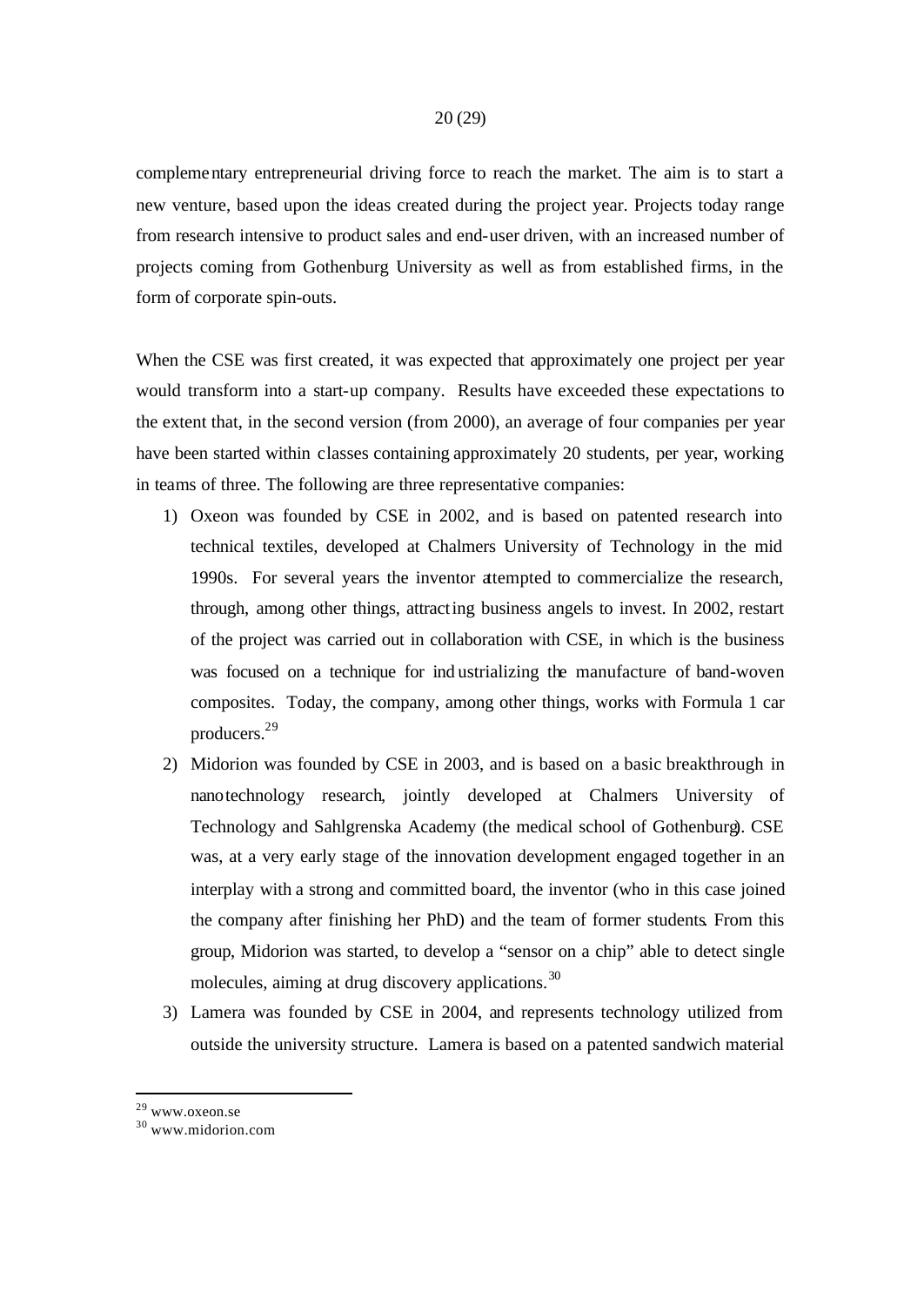complementary entrepreneurial driving force to reach the market. The aim is to start a new venture, based upon the ideas created during the project year. Projects today range from research intensive to product sales and end-user driven, with an increased number of projects coming from Gothenburg University as well as from established firms, in the form of corporate spin-outs.

When the CSE was first created, it was expected that approximately one project per year would transform into a start-up company. Results have exceeded these expectations to the extent that, in the second version (from 2000), an average of four companies per year have been started within classes containing approximately 20 students, per year, working in teams of three. The following are three representative companies:

1) Oxeon was founded by CSE in 2002, and is based on patented research into technical textiles, developed at Chalmers University of Technology in the mid 1990s. For several years the inventor attempted to commercialize the research, through, among other things, attracting business angels to invest. In 2002, restart of the project was carried out in collaboration with CSE, in which is the business was focused on a technique for industrializing the manufacture of band-woven composites. Today, the company, among other things, works with Formula 1 car producers.[29]
2) Midorion was founded by CSE in 2003, and is based on a basic breakthrough in nanotechnology research, jointly developed at Chalmers University of Technology and Sahlgrenska Academy (the medical school of Gothenburg). CSE was, at a very early stage of the innovation development engaged together in an interplay with a strong and committed board, the inventor (who in this case joined the company after finishing her PhD) and the team of former students. From this group, Midorion was started, to develop a "sensor on a chip" able to detect single molecules, aiming at drug discovery applications.[30]
3) Lamera was founded by CSE in 2004, and represents technology utilized from outside the university structure. Lamera is based on a patented sandwich material

[29] www.oxeon.se

[30] www.midorion.com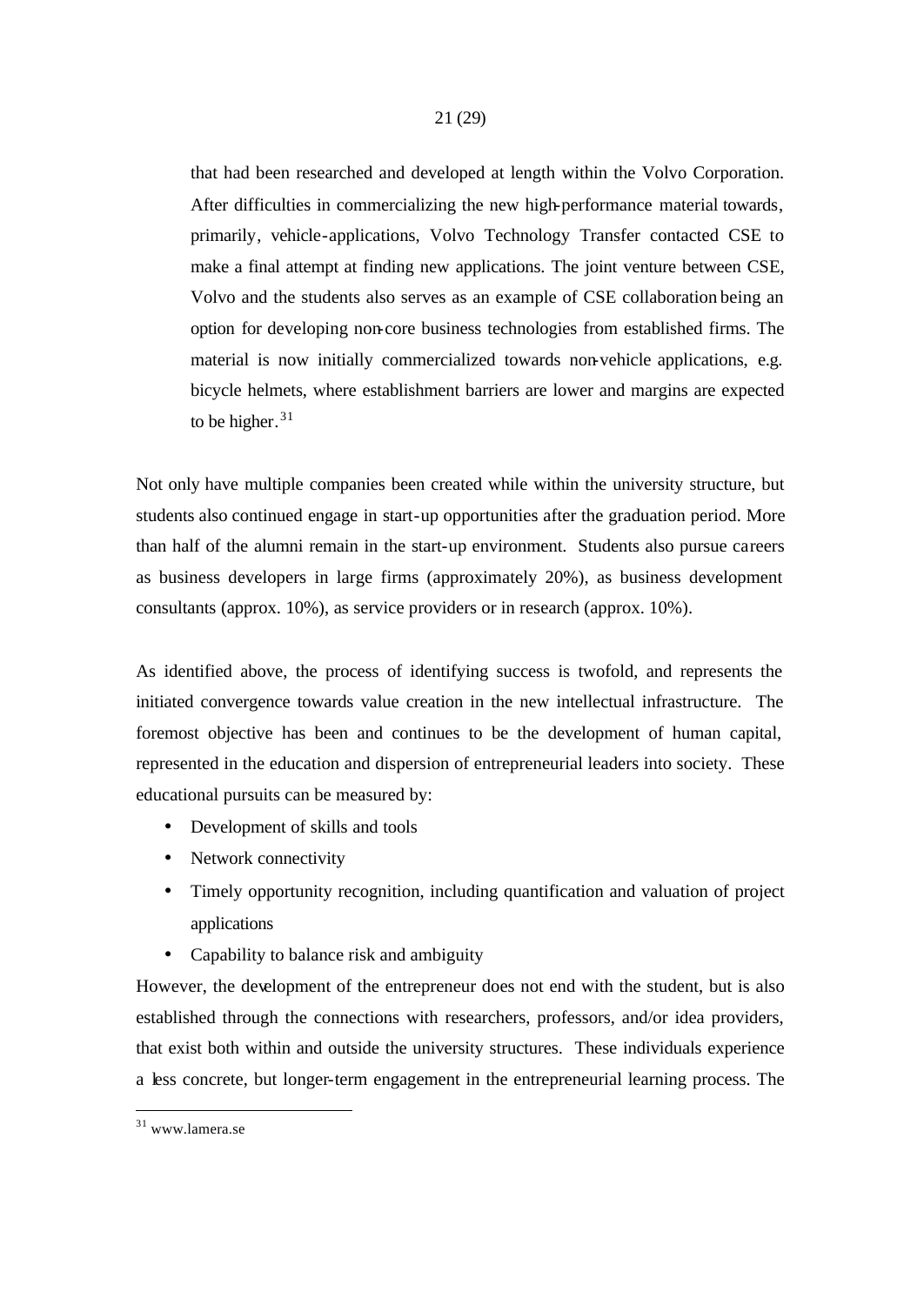that had been researched and developed at length within the Volvo Corporation. After difficulties in commercializing the new high-performance material towards, primarily, vehicle-applications, Volvo Technology Transfer contacted CSE to make a final attempt at finding new applications. The joint venture between CSE, Volvo and the students also serves as an example of CSE collaboration being an option for developing non-core business technologies from established firms. The material is now initially commercialized towards non-vehicle applications, e.g. bicycle helmets, where establishment barriers are lower and margins are expected to be higher.[31]

Not only have multiple companies been created while within the university structure, but students also continued engage in start-up opportunities after the graduation period. More than half of the alumni remain in the start-up environment. Students also pursue careers as business developers in large firms (approximately 20%), as business development consultants (approx. 10%), as service providers or in research (approx. 10%).

As identified above, the process of identifying success is twofold, and represents the initiated convergence towards value creation in the new intellectual infrastructure. The foremost objective has been and continues to be the development of human capital, represented in the education and dispersion of entrepreneurial leaders into society. These educational pursuits can be measured by:

- Development of skills and tools
- Network connectivity
- Timely opportunity recognition, including quantification and valuation of project applications
- Capability to balance risk and ambiguity

However, the development of the entrepreneur does not end with the student, but is also established through the connections with researchers, professors, and/or idea providers, that exist both within and outside the university structures. These individuals experience a less concrete, but longer-term engagement in the entrepreneurial learning process. The

[31] www.lamera.se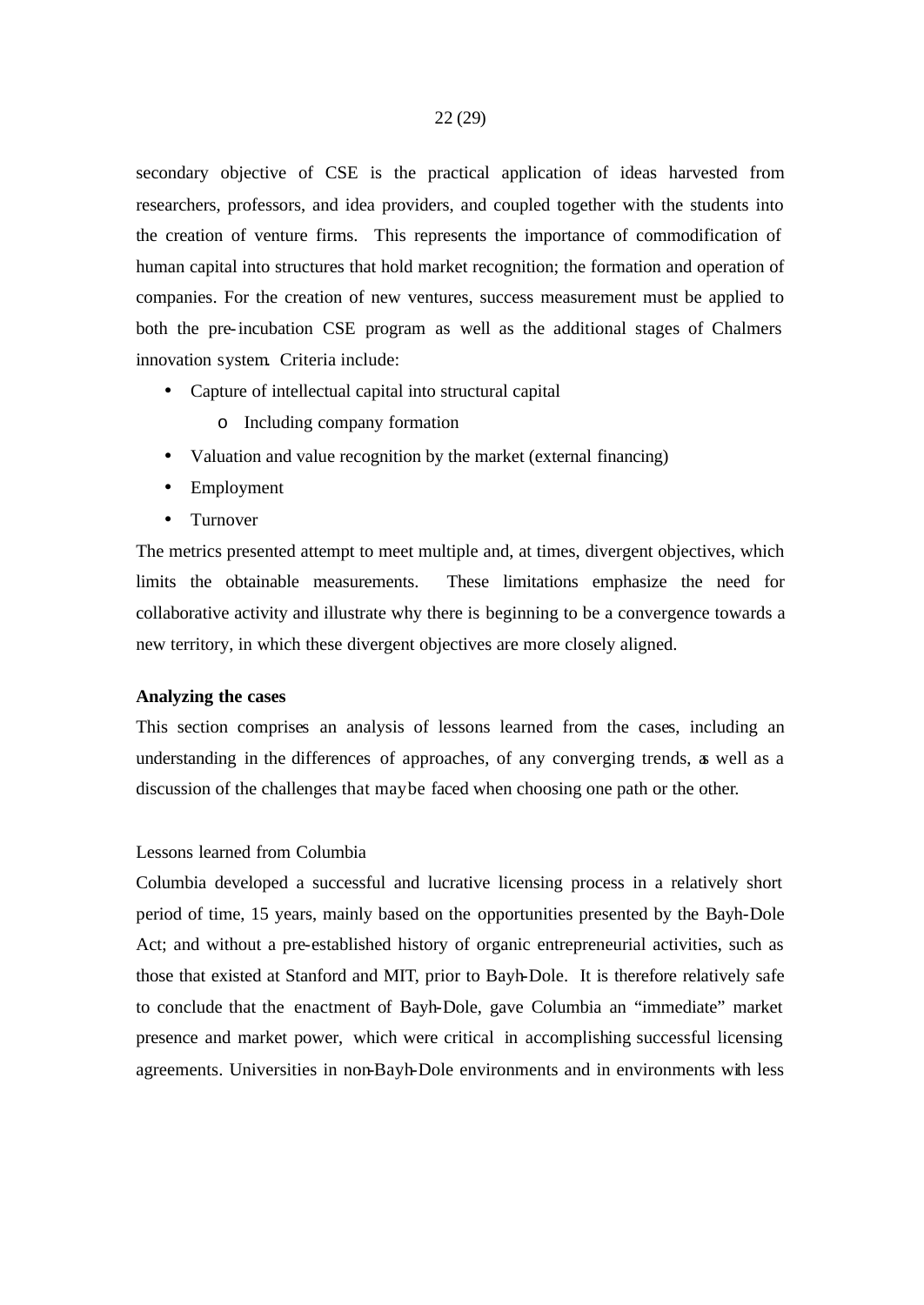secondary objective of CSE is the practical application of ideas harvested from researchers, professors, and idea providers, and coupled together with the students into the creation of venture firms. This represents the importance of commodification of human capital into structures that hold market recognition; the formation and operation of companies. For the creation of new ventures, success measurement must be applied to both the pre-incubation CSE program as well as the additional stages of Chalmers innovation system. Criteria include:

- Capture of intellectual capital into structural capital
    - Including company formation
- Valuation and value recognition by the market (external financing)
- Employment
- Turnover

The metrics presented attempt to meet multiple and, at times, divergent objectives, which limits the obtainable measurements. These limitations emphasize the need for collaborative activity and illustrate why there is beginning to be a convergence towards a new territory, in which these divergent objectives are more closely aligned.

**Analyzing the cases**

This section comprises an analysis of lessons learned from the cases, including an understanding in the differences of approaches, of any converging trends, as well as a discussion of the challenges that may be faced when choosing one path or the other.

Lessons learned from Columbia

Columbia developed a successful and lucrative licensing process in a relatively short period of time, 15 years, mainly based on the opportunities presented by the Bayh-Dole Act; and without a pre-established history of organic entrepreneurial activities, such as those that existed at Stanford and MIT, prior to Bayh-Dole. It is therefore relatively safe to conclude that the enactment of Bayh-Dole, gave Columbia an "immediate" market presence and market power, which were critical in accomplishing successful licensing agreements. Universities in non-Bayh-Dole environments and in environments with less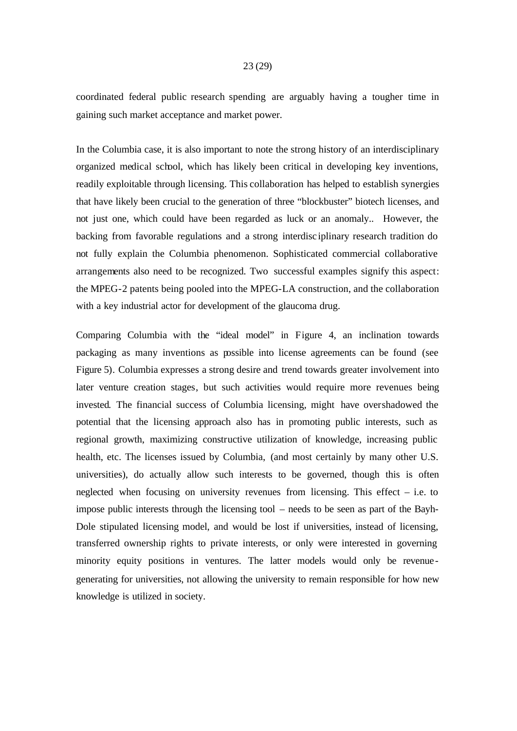coordinated federal public research spending are arguably having a tougher time in gaining such market acceptance and market power.

In the Columbia case, it is also important to note the strong history of an interdisciplinary organized medical school, which has likely been critical in developing key inventions, readily exploitable through licensing. This collaboration has helped to establish synergies that have likely been crucial to the generation of three "blockbuster" biotech licenses, and not just one, which could have been regarded as luck or an anomaly.. However, the backing from favorable regulations and a strong interdisciplinary research tradition do not fully explain the Columbia phenomenon. Sophisticated commercial collaborative arrangements also need to be recognized. Two successful examples signify this aspect: the MPEG-2 patents being pooled into the MPEG-LA construction, and the collaboration with a key industrial actor for development of the glaucoma drug.

Comparing Columbia with the "ideal model" in Figure 4, an inclination towards packaging as many inventions as possible into license agreements can be found (see Figure 5). Columbia expresses a strong desire and trend towards greater involvement into later venture creation stages, but such activities would require more revenues being invested. The financial success of Columbia licensing, might have overshadowed the potential that the licensing approach also has in promoting public interests, such as regional growth, maximizing constructive utilization of knowledge, increasing public health, etc. The licenses issued by Columbia, (and most certainly by many other U.S. universities), do actually allow such interests to be governed, though this is often neglected when focusing on university revenues from licensing. This effect – i.e. to impose public interests through the licensing tool – needs to be seen as part of the Bayh-Dole stipulated licensing model, and would be lost if universities, instead of licensing, transferred ownership rights to private interests, or only were interested in governing minority equity positions in ventures. The latter models would only be revenue-generating for universities, not allowing the university to remain responsible for how new knowledge is utilized in society.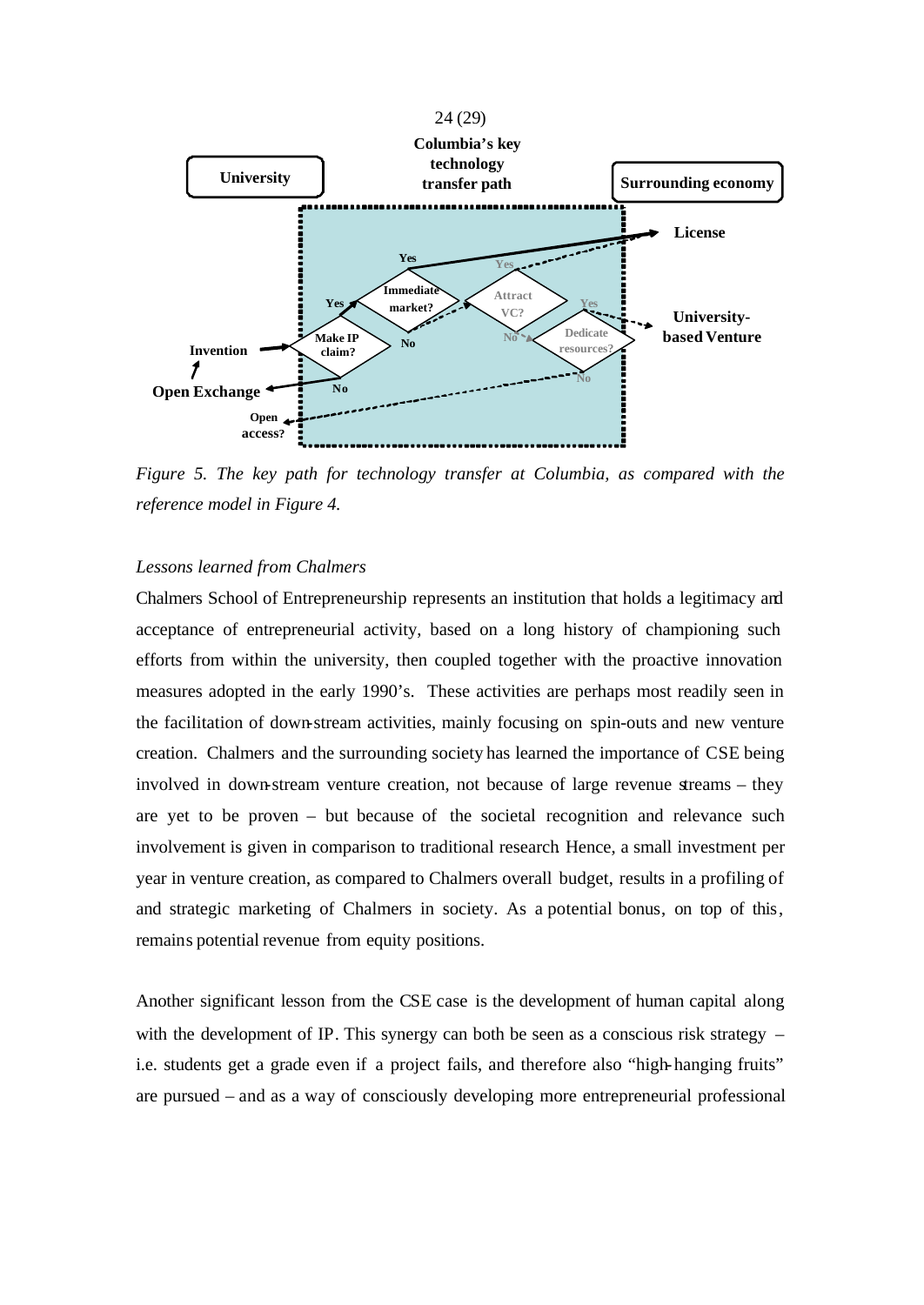*Figure 5. The key path for technology transfer at Columbia, as compared with the reference model in Figure 4.*

*Lessons learned from Chalmers*

Chalmers School of Entrepreneurship represents an institution that holds a legitimacy and acceptance of entrepreneurial activity, based on a long history of championing such efforts from within the university, then coupled together with the proactive innovation measures adopted in the early 1990's. These activities are perhaps most readily seen in the facilitation of down-stream activities, mainly focusing on spin-outs and new venture creation. Chalmers and the surrounding society has learned the importance of CSE being involved in down-stream venture creation, not because of large revenue streams – they are yet to be proven – but because of the societal recognition and relevance such involvement is given in comparison to traditional research Hence, a small investment per year in venture creation, as compared to Chalmers overall budget, results in a profiling of and strategic marketing of Chalmers in society. As a potential bonus, on top of this, remains potential revenue from equity positions.

Another significant lesson from the CSE case is the development of human capital along with the development of IP. This synergy can both be seen as a conscious risk strategy – i.e. students get a grade even if a project fails, and therefore also "high-hanging fruits" are pursued – and as a way of consciously developing more entrepreneurial professional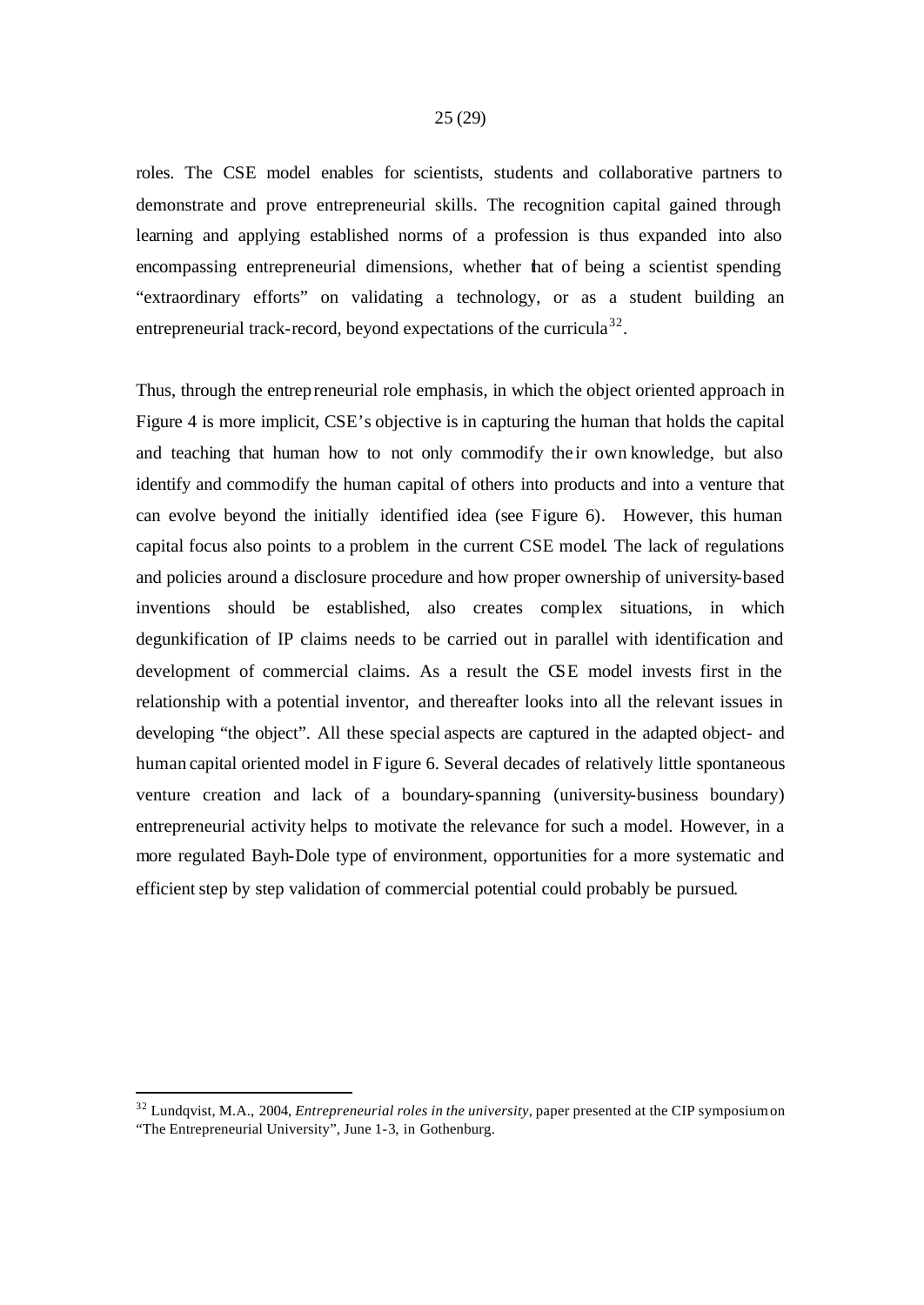roles. The CSE model enables for scientists, students and collaborative partners to demonstrate and prove entrepreneurial skills. The recognition capital gained through learning and applying established norms of a profession is thus expanded into also encompassing entrepreneurial dimensions, whether that of being a scientist spending "extraordinary efforts" on validating a technology, or as a student building an entrepreneurial track-record, beyond expectations of the curricula[32].

Thus, through the entrepreneurial role emphasis, in which the object oriented approach in Figure 4 is more implicit, CSE's objective is in capturing the human that holds the capital and teaching that human how to not only commodify their own knowledge, but also identify and commodify the human capital of others into products and into a venture that can evolve beyond the initially identified idea (see Figure 6). However, this human capital focus also points to a problem in the current CSE model. The lack of regulations and policies around a disclosure procedure and how proper ownership of university-based inventions should be established, also creates complex situations, in which degunkification of IP claims needs to be carried out in parallel with identification and development of commercial claims. As a result the CSE model invests first in the relationship with a potential inventor, and thereafter looks into all the relevant issues in developing "the object". All these special aspects are captured in the adapted object- and human capital oriented model in Figure 6. Several decades of relatively little spontaneous venture creation and lack of a boundary-spanning (university-business boundary) entrepreneurial activity helps to motivate the relevance for such a model. However, in a more regulated Bayh-Dole type of environment, opportunities for a more systematic and efficient step by step validation of commercial potential could probably be pursued.

---

[32] Lundqvist, M.A., 2004, *Entrepreneurial roles in the university*, paper presented at the CIP symposium on "The Entrepreneurial University", June 1-3, in Gothenburg.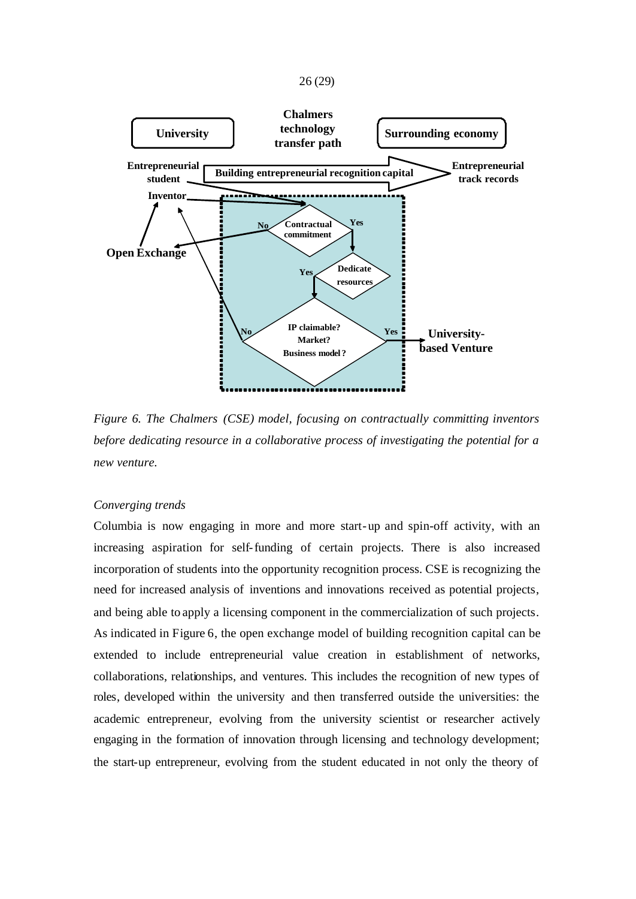*Figure 6. The Chalmers (CSE) model, focusing on contractually committing inventors before dedicating resource in a collaborative process of investigating the potential for a new venture.*

*Converging trends*

Columbia is now engaging in more and more start-up and spin-off activity, with an increasing aspiration for self-funding of certain projects. There is also increased incorporation of students into the opportunity recognition process. CSE is recognizing the need for increased analysis of inventions and innovations received as potential projects, and being able to apply a licensing component in the commercialization of such projects. As indicated in Figure 6, the open exchange model of building recognition capital can be extended to include entrepreneurial value creation in establishment of networks, collaborations, relationships, and ventures. This includes the recognition of new types of roles, developed within the university and then transferred outside the universities: the academic entrepreneur, evolving from the university scientist or researcher actively engaging in the formation of innovation through licensing and technology development; the start-up entrepreneur, evolving from the student educated in not only the theory of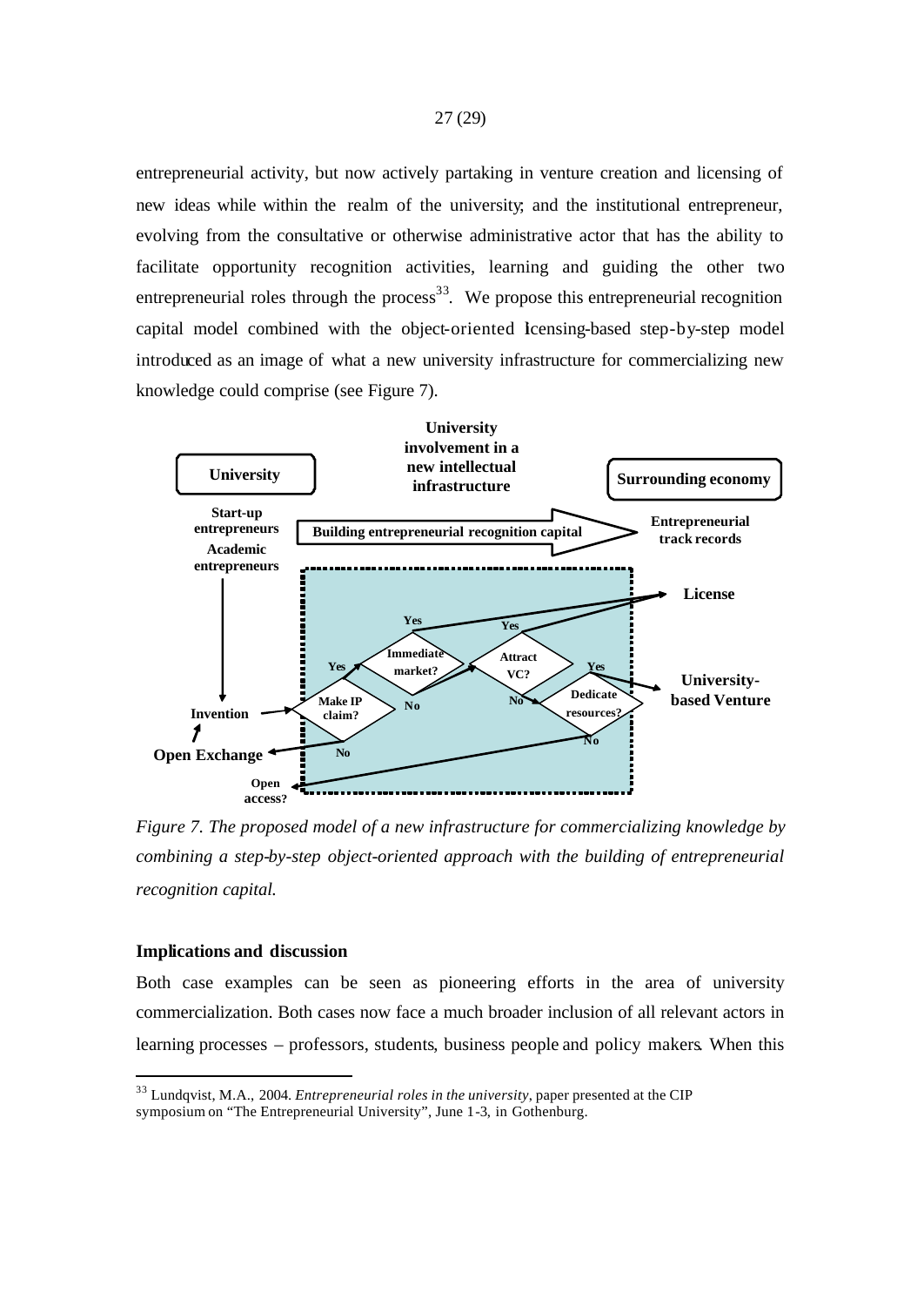entrepreneurial activity, but now actively partaking in venture creation and licensing of new ideas while within the realm of the university; and the institutional entrepreneur, evolving from the consultative or otherwise administrative actor that has the ability to facilitate opportunity recognition activities, learning and guiding the other two entrepreneurial roles through the process[33]. We propose this entrepreneurial recognition capital model combined with the object-oriented licensing-based step-by-step model introduced as an image of what a new university infrastructure for commercializing new knowledge could comprise (see Figure 7).

*Figure 7. The proposed model of a new infrastructure for commercializing knowledge by combining a step-by-step object-oriented approach with the building of entrepreneurial recognition capital.*

### Implications and discussion

Both case examples can be seen as pioneering efforts in the area of university commercialization. Both cases now face a much broader inclusion of all relevant actors in learning processes – professors, students, business people and policy makers. When this

---

[33] Lundqvist, M.A., 2004. *Entrepreneurial roles in the university*, paper presented at the CIP symposium on "The Entrepreneurial University", June 1-3, in Gothenburg.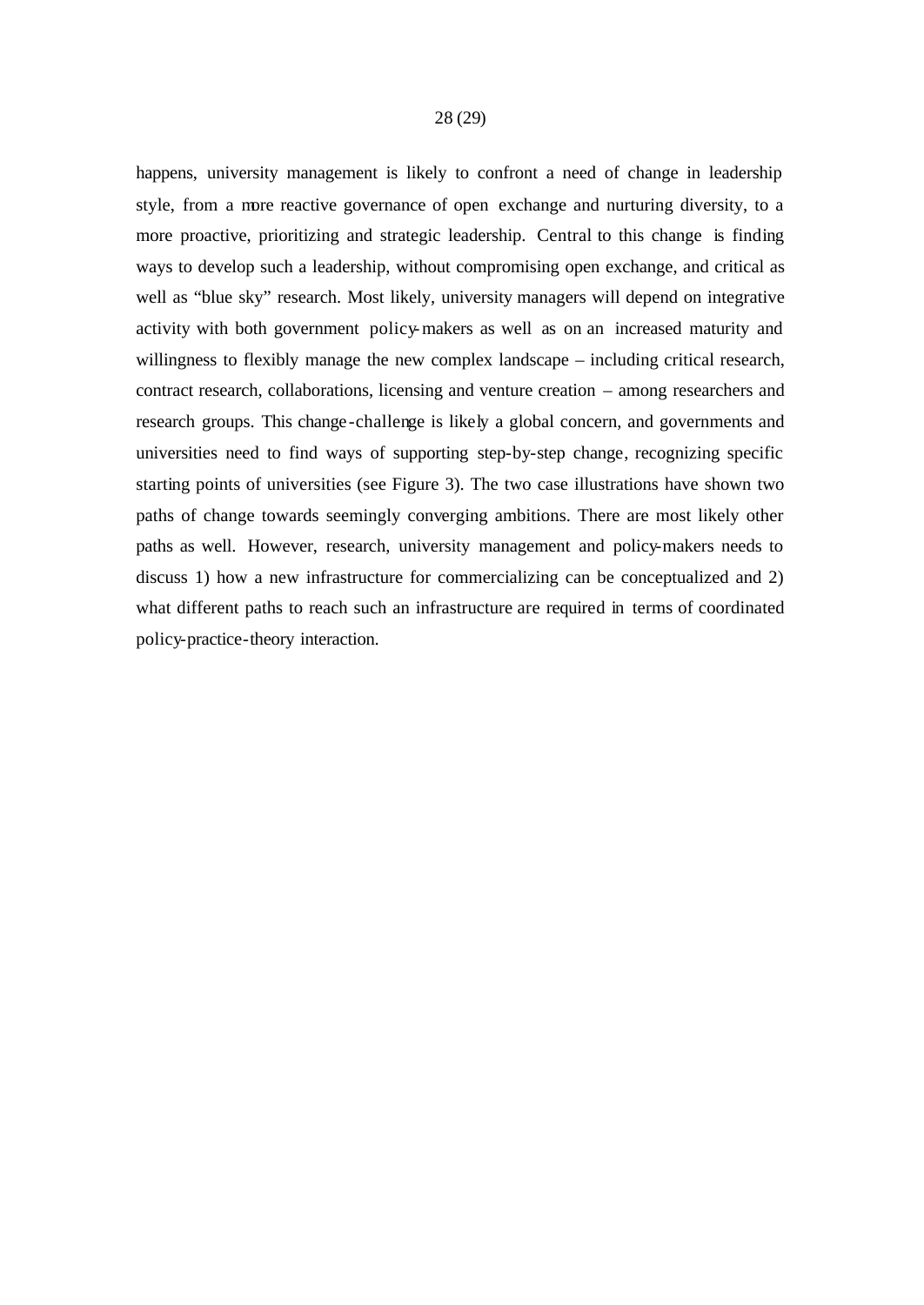happens, university management is likely to confront a need of change in leadership style, from a more reactive governance of open exchange and nurturing diversity, to a more proactive, prioritizing and strategic leadership. Central to this change is finding ways to develop such a leadership, without compromising open exchange, and critical as well as "blue sky" research. Most likely, university managers will depend on integrative activity with both government policy-makers as well as on an increased maturity and willingness to flexibly manage the new complex landscape – including critical research, contract research, collaborations, licensing and venture creation – among researchers and research groups. This change-challenge is likely a global concern, and governments and universities need to find ways of supporting step-by-step change, recognizing specific starting points of universities (see Figure 3). The two case illustrations have shown two paths of change towards seemingly converging ambitions. There are most likely other paths as well. However, research, university management and policy-makers needs to discuss 1) how a new infrastructure for commercializing can be conceptualized and 2) what different paths to reach such an infrastructure are required in terms of coordinated policy-practice-theory interaction.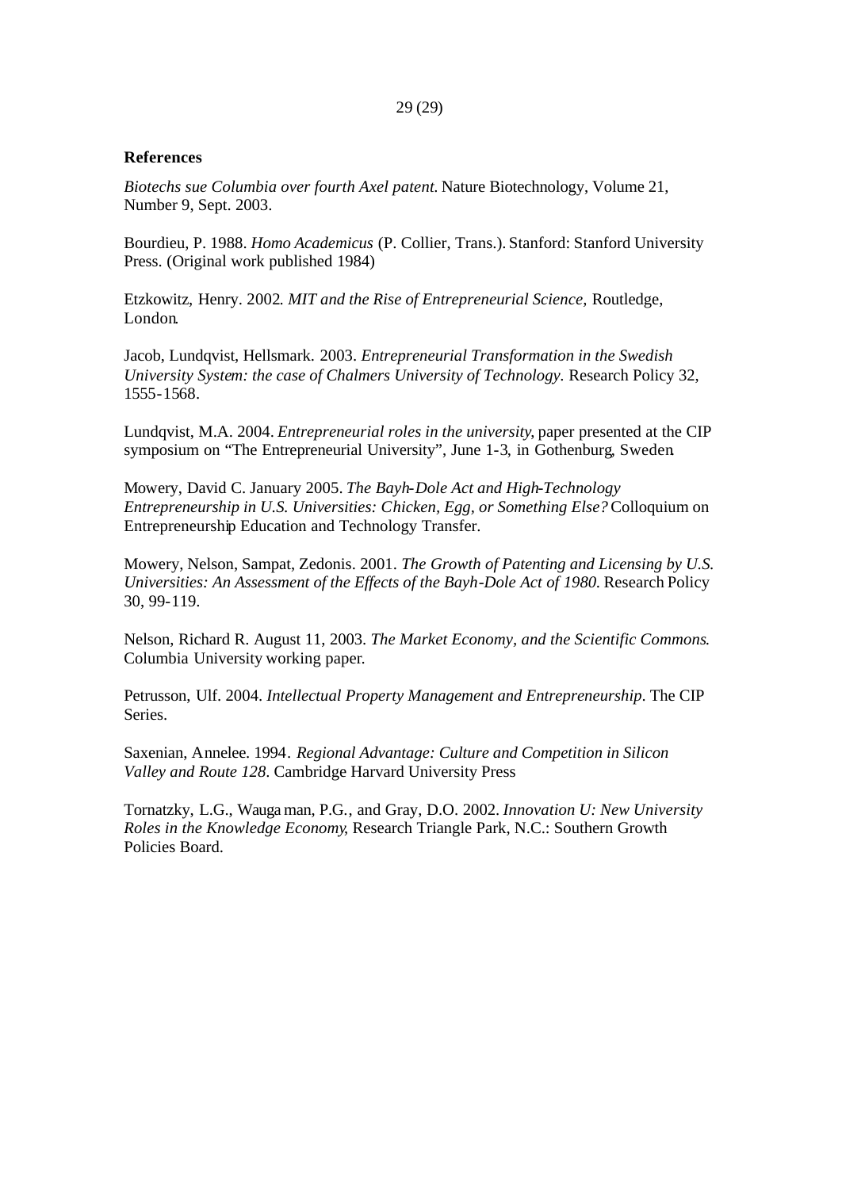**References**

*Biotechs sue Columbia over fourth Axel patent*. Nature Biotechnology, Volume 21, Number 9, Sept. 2003.

Bourdieu, P. 1988. *Homo Academicus* (P. Collier, Trans.). Stanford: Stanford University Press. (Original work published 1984)

Etzkowitz, Henry. 2002. *MIT and the Rise of Entrepreneurial Science,* Routledge, London.

Jacob, Lundqvist, Hellsmark. 2003. *Entrepreneurial Transformation in the Swedish University System: the case of Chalmers University of Technology*. Research Policy 32, 1555-1568.

Lundqvist, M.A. 2004. *Entrepreneurial roles in the university*, paper presented at the CIP symposium on "The Entrepreneurial University", June 1-3, in Gothenburg, Sweden.

Mowery, David C. January 2005. *The Bayh-Dole Act and High-Technology Entrepreneurship in U.S. Universities: Chicken, Egg, or Something Else?* Colloquium on Entrepreneurship Education and Technology Transfer.

Mowery, Nelson, Sampat, Zedonis. 2001. *The Growth of Patenting and Licensing by U.S. Universities: An Assessment of the Effects of the Bayh-Dole Act of 1980*. Research Policy 30, 99-119.

Nelson, Richard R. August 11, 2003. *The Market Economy, and the Scientific Commons*. Columbia University working paper.

Petrusson, Ulf. 2004. *Intellectual Property Management and Entrepreneurship*. The CIP Series.

Saxenian, Annelee. 1994. *Regional Advantage: Culture and Competition in Silicon Valley and Route 128*. Cambridge Harvard University Press

Tornatzky, L.G., Waugaman, P.G., and Gray, D.O. 2002. *Innovation U: New University Roles in the Knowledge Economy*, Research Triangle Park, N.C.: Southern Growth Policies Board.